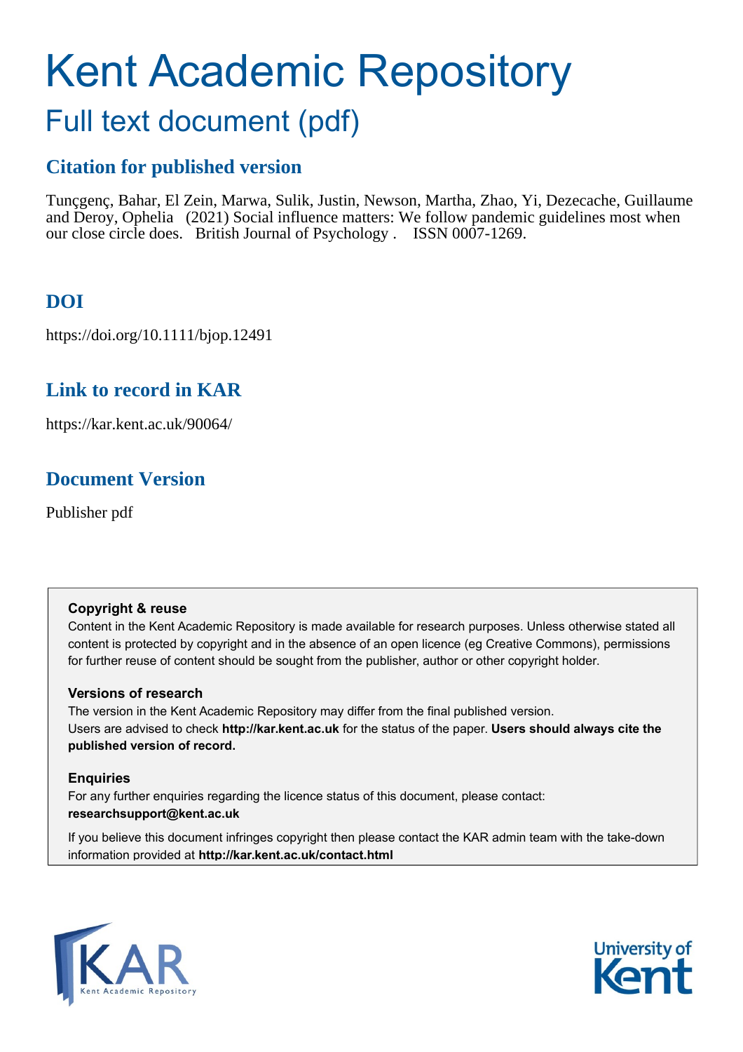# Kent Academic Repository

## Full text document (pdf)

## Citation for published version

Tunçgenç, Bahar, El Zein, Marwa, Sulik, Justin, Newson, Martha, Zhao, Yi, Dezecache, Guillaume and Deroy, Ophelia (2021) Social influence matters: We follow pandemic guidelines most when our close circle does. British Journal of Psychology . ISSN 0007-1269.

## DOI

https://doi.org/10.1111/bjop.12491

## Link to record in KAR

https://kar.kent.ac.uk/90064/

## Document Version

Publisher pdf

**Copyright & reuse**

Content in the Kent Academic Repository is made available for research purposes. Unless otherwise stated all content is protected by copyright and in the absence of an open licence (eg Creative Commons), permissions for further reuse of content should be sought from the publisher, author or other copyright holder.

**Versions of research**

The version in the Kent Academic Repository may differ from the final published version. Users are advised to check **http://kar.kent.ac.uk** for the status of the paper. **Users should always cite the published version of record.**

**Enquiries**

For any further enquiries regarding the licence status of this document, please contact: **researchsupport@kent.ac.uk**

If you believe this document infringes copyright then please contact the KAR admin team with the take-down information provided at **http://kar.kent.ac.uk/contact.html**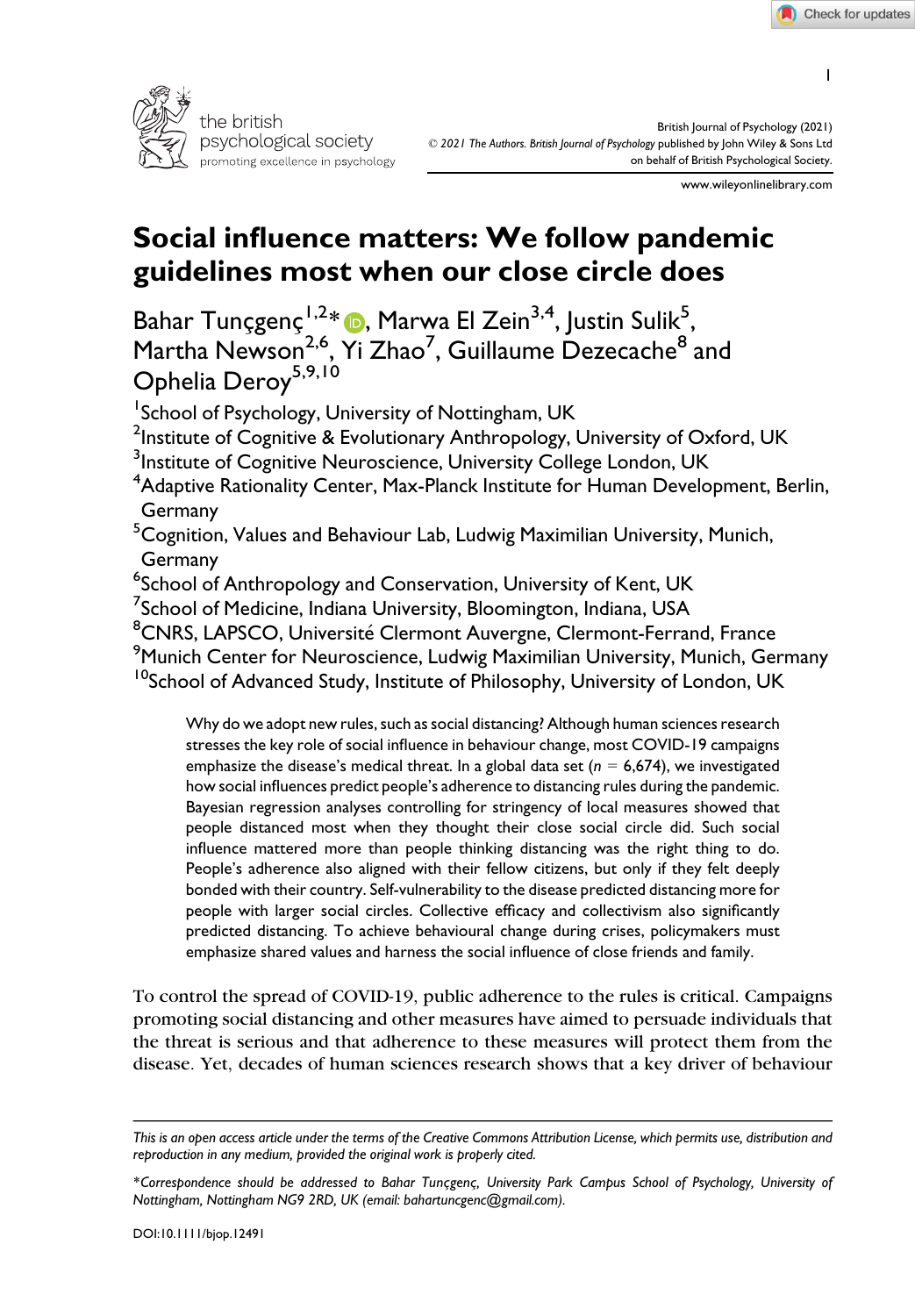# Social influence matters: We follow pandemic guidelines most when our close circle does

Bahar Tunçgenç[1,2]*, Marwa El Zein[3,4], Justin Sulik[5], Martha Newson[2,6], Yi Zhao[7], Guillaume Dezecache[8] and Ophelia Deroy[5,9,10]

[1]School of Psychology, University of Nottingham, UK
[2]Institute of Cognitive & Evolutionary Anthropology, University of Oxford, UK
[3]Institute of Cognitive Neuroscience, University College London, UK
[4]Adaptive Rationality Center, Max-Planck Institute for Human Development, Berlin, Germany
[5]Cognition, Values and Behaviour Lab, Ludwig Maximilian University, Munich, Germany
[6]School of Anthropology and Conservation, University of Kent, UK
[7]School of Medicine, Indiana University, Bloomington, Indiana, USA
[8]CNRS, LAPSCO, Université Clermont Auvergne, Clermont-Ferrand, France
[9]Munich Center for Neuroscience, Ludwig Maximilian University, Munich, Germany
[10]School of Advanced Study, Institute of Philosophy, University of London, UK

Why do we adopt new rules, such as social distancing? Although human sciences research stresses the key role of social influence in behaviour change, most COVID-19 campaigns emphasize the disease's medical threat. In a global data set ($n = 6{,}674$), we investigated how social influences predict people's adherence to distancing rules during the pandemic. Bayesian regression analyses controlling for stringency of local measures showed that people distanced most when they thought their close social circle did. Such social influence mattered more than people thinking distancing was the right thing to do. People's adherence also aligned with their fellow citizens, but only if they felt deeply bonded with their country. Self-vulnerability to the disease predicted distancing more for people with larger social circles. Collective efficacy and collectivism also significantly predicted distancing. To achieve behavioural change during crises, policymakers must emphasize shared values and harness the social influence of close friends and family.

To control the spread of COVID-19, public adherence to the rules is critical. Campaigns promoting social distancing and other measures have aimed to persuade individuals that the threat is serious and that adherence to these measures will protect them from the disease. Yet, decades of human sciences research shows that a key driver of behaviour

---

*This is an open access article under the terms of the Creative Commons Attribution License, which permits use, distribution and reproduction in any medium, provided the original work is properly cited.*

*\*Correspondence should be addressed to Bahar Tunçgenç, University Park Campus School of Psychology, University of Nottingham, Nottingham NG9 2RD, UK (email: bahartuncgenc@gmail.com).*

DOI:10.1111/bjop.12491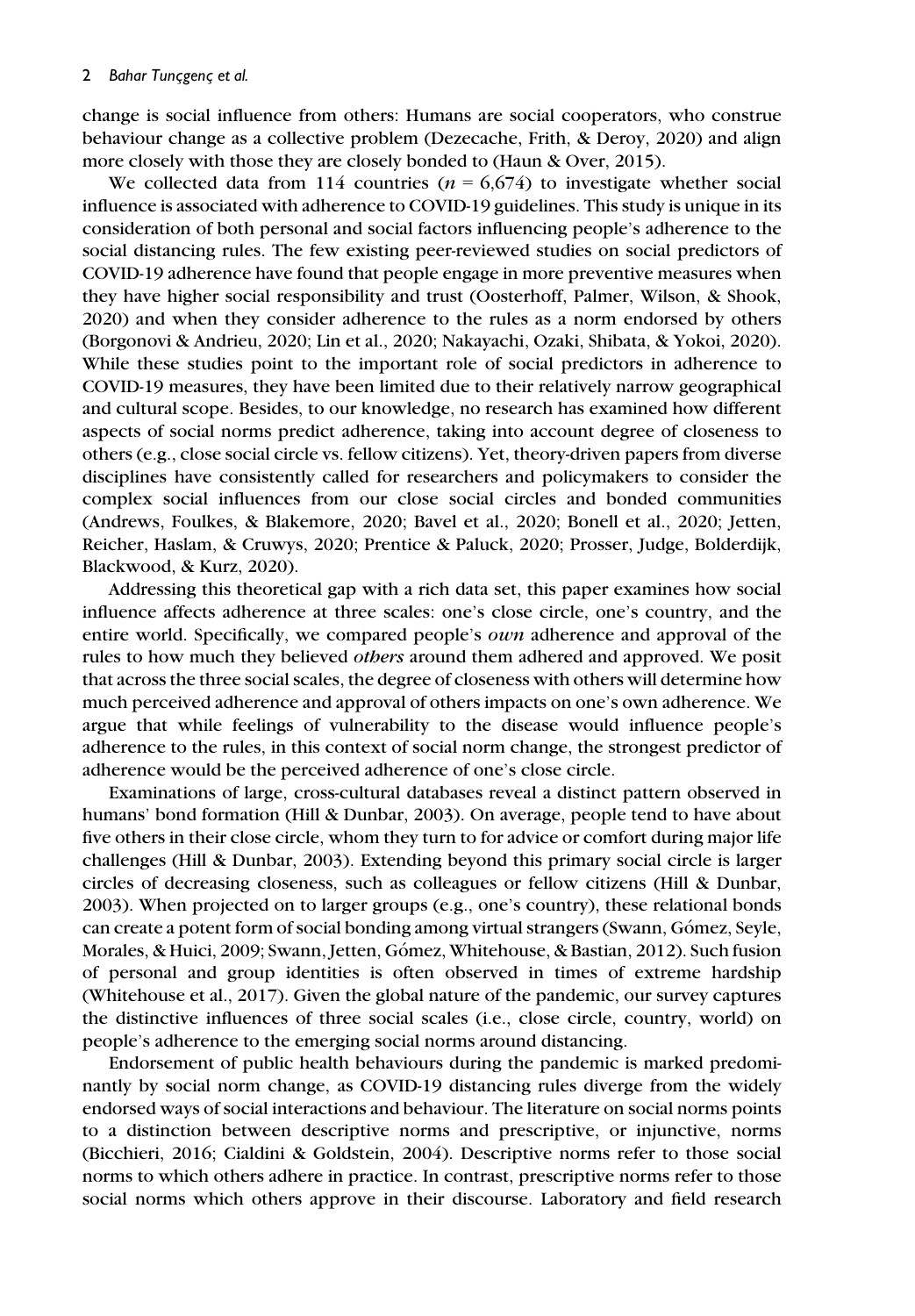change is social influence from others: Humans are social cooperators, who construe behaviour change as a collective problem (Dezecache, Frith, & Deroy, 2020) and align more closely with those they are closely bonded to (Haun & Over, 2015).

We collected data from 114 countries ($n = 6{,}674$) to investigate whether social influence is associated with adherence to COVID-19 guidelines. This study is unique in its consideration of both personal and social factors influencing people's adherence to the social distancing rules. The few existing peer-reviewed studies on social predictors of COVID-19 adherence have found that people engage in more preventive measures when they have higher social responsibility and trust (Oosterhoff, Palmer, Wilson, & Shook, 2020) and when they consider adherence to the rules as a norm endorsed by others (Borgonovi & Andrieu, 2020; Lin et al., 2020; Nakayachi, Ozaki, Shibata, & Yokoi, 2020). While these studies point to the important role of social predictors in adherence to COVID-19 measures, they have been limited due to their relatively narrow geographical and cultural scope. Besides, to our knowledge, no research has examined how different aspects of social norms predict adherence, taking into account degree of closeness to others (e.g., close social circle vs. fellow citizens). Yet, theory-driven papers from diverse disciplines have consistently called for researchers and policymakers to consider the complex social influences from our close social circles and bonded communities (Andrews, Foulkes, & Blakemore, 2020; Bavel et al., 2020; Bonell et al., 2020; Jetten, Reicher, Haslam, & Cruwys, 2020; Prentice & Paluck, 2020; Prosser, Judge, Bolderdijk, Blackwood, & Kurz, 2020).

Addressing this theoretical gap with a rich data set, this paper examines how social influence affects adherence at three scales: one's close circle, one's country, and the entire world. Specifically, we compared people's *own* adherence and approval of the rules to how much they believed *others* around them adhered and approved. We posit that across the three social scales, the degree of closeness with others will determine how much perceived adherence and approval of others impacts on one's own adherence. We argue that while feelings of vulnerability to the disease would influence people's adherence to the rules, in this context of social norm change, the strongest predictor of adherence would be the perceived adherence of one's close circle.

Examinations of large, cross-cultural databases reveal a distinct pattern observed in humans' bond formation (Hill & Dunbar, 2003). On average, people tend to have about five others in their close circle, whom they turn to for advice or comfort during major life challenges (Hill & Dunbar, 2003). Extending beyond this primary social circle is larger circles of decreasing closeness, such as colleagues or fellow citizens (Hill & Dunbar, 2003). When projected on to larger groups (e.g., one's country), these relational bonds can create a potent form of social bonding among virtual strangers (Swann, Gómez, Seyle, Morales, & Huici, 2009; Swann, Jetten, Gómez, Whitehouse, & Bastian, 2012). Such fusion of personal and group identities is often observed in times of extreme hardship (Whitehouse et al., 2017). Given the global nature of the pandemic, our survey captures the distinctive influences of three social scales (i.e., close circle, country, world) on people's adherence to the emerging social norms around distancing.

Endorsement of public health behaviours during the pandemic is marked predominantly by social norm change, as COVID-19 distancing rules diverge from the widely endorsed ways of social interactions and behaviour. The literature on social norms points to a distinction between descriptive norms and prescriptive, or injunctive, norms (Bicchieri, 2016; Cialdini & Goldstein, 2004). Descriptive norms refer to those social norms to which others adhere in practice. In contrast, prescriptive norms refer to those social norms which others approve in their discourse. Laboratory and field research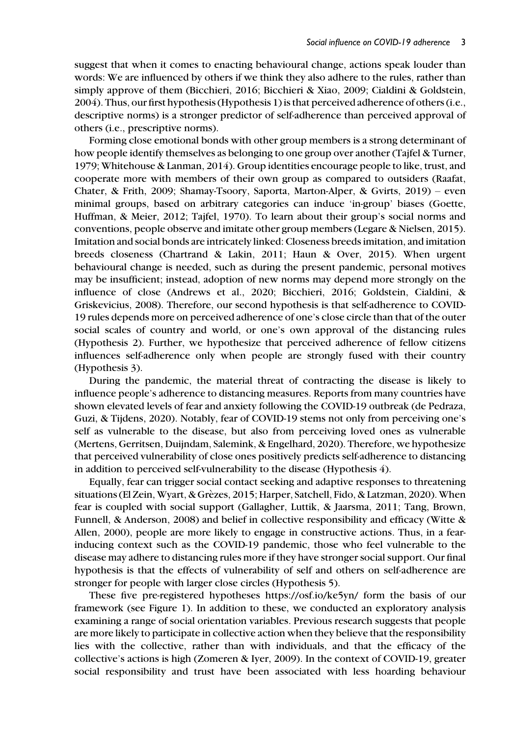suggest that when it comes to enacting behavioural change, actions speak louder than words: We are influenced by others if we think they also adhere to the rules, rather than simply approve of them (Bicchieri, 2016; Bicchieri & Xiao, 2009; Cialdini & Goldstein, 2004). Thus, our first hypothesis (Hypothesis 1) is that perceived adherence of others (i.e., descriptive norms) is a stronger predictor of self-adherence than perceived approval of others (i.e., prescriptive norms).

Forming close emotional bonds with other group members is a strong determinant of how people identify themselves as belonging to one group over another (Tajfel & Turner, 1979; Whitehouse & Lanman, 2014). Group identities encourage people to like, trust, and cooperate more with members of their own group as compared to outsiders (Raafat, Chater, & Frith, 2009; Shamay-Tsoory, Saporta, Marton-Alper, & Gvirts, 2019) – even minimal groups, based on arbitrary categories can induce 'in-group' biases (Goette, Huffman, & Meier, 2012; Tajfel, 1970). To learn about their group's social norms and conventions, people observe and imitate other group members (Legare & Nielsen, 2015). Imitation and social bonds are intricately linked: Closeness breeds imitation, and imitation breeds closeness (Chartrand & Lakin, 2011; Haun & Over, 2015). When urgent behavioural change is needed, such as during the present pandemic, personal motives may be insufficient; instead, adoption of new norms may depend more strongly on the influence of close (Andrews et al., 2020; Bicchieri, 2016; Goldstein, Cialdini, & Griskevicius, 2008). Therefore, our second hypothesis is that self-adherence to COVID-19 rules depends more on perceived adherence of one's close circle than that of the outer social scales of country and world, or one's own approval of the distancing rules (Hypothesis 2). Further, we hypothesize that perceived adherence of fellow citizens influences self-adherence only when people are strongly fused with their country (Hypothesis 3).

During the pandemic, the material threat of contracting the disease is likely to influence people's adherence to distancing measures. Reports from many countries have shown elevated levels of fear and anxiety following the COVID-19 outbreak (de Pedraza, Guzi, & Tijdens, 2020). Notably, fear of COVID-19 stems not only from perceiving one's self as vulnerable to the disease, but also from perceiving loved ones as vulnerable (Mertens, Gerritsen, Duijndam, Salemink, & Engelhard, 2020). Therefore, we hypothesize that perceived vulnerability of close ones positively predicts self-adherence to distancing in addition to perceived self-vulnerability to the disease (Hypothesis 4).

Equally, fear can trigger social contact seeking and adaptive responses to threatening situations (El Zein, Wyart, & Grèzes, 2015; Harper, Satchell, Fido, & Latzman, 2020). When fear is coupled with social support (Gallagher, Luttik, & Jaarsma, 2011; Tang, Brown, Funnell, & Anderson, 2008) and belief in collective responsibility and efficacy (Witte & Allen, 2000), people are more likely to engage in constructive actions. Thus, in a fear-inducing context such as the COVID-19 pandemic, those who feel vulnerable to the disease may adhere to distancing rules more if they have stronger social support. Our final hypothesis is that the effects of vulnerability of self and others on self-adherence are stronger for people with larger close circles (Hypothesis 5).

These five pre-registered hypotheses https://osf.io/ke5yn/ form the basis of our framework (see Figure 1). In addition to these, we conducted an exploratory analysis examining a range of social orientation variables. Previous research suggests that people are more likely to participate in collective action when they believe that the responsibility lies with the collective, rather than with individuals, and that the efficacy of the collective's actions is high (Zomeren & Iyer, 2009). In the context of COVID-19, greater social responsibility and trust have been associated with less hoarding behaviour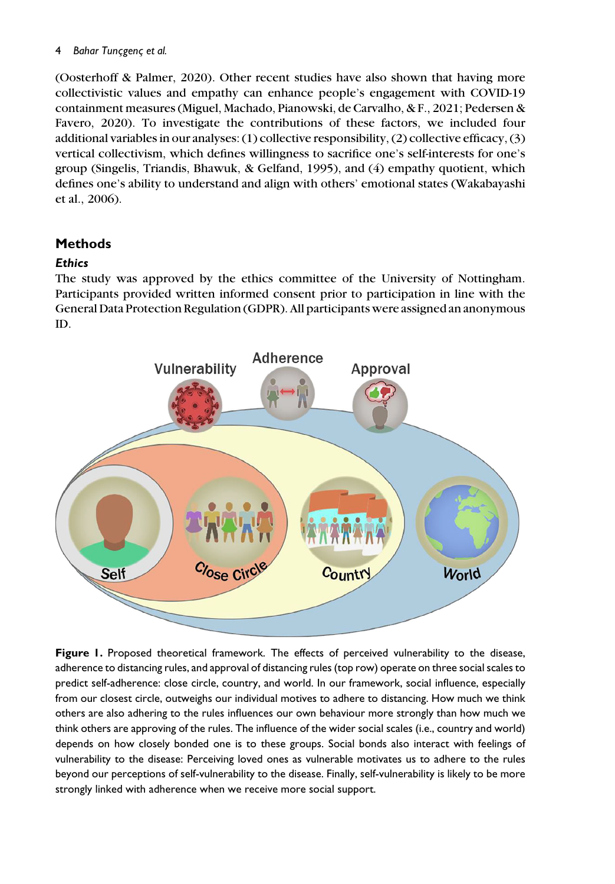(Oosterhoff & Palmer, 2020). Other recent studies have also shown that having more collectivistic values and empathy can enhance people's engagement with COVID-19 containment measures (Miguel, Machado, Pianowski, de Carvalho, & F., 2021; Pedersen & Favero, 2020). To investigate the contributions of these factors, we included four additional variables in our analyses: (1) collective responsibility, (2) collective efficacy, (3) vertical collectivism, which defines willingness to sacrifice one's self-interests for one's group (Singelis, Triandis, Bhawuk, & Gelfand, 1995), and (4) empathy quotient, which defines one's ability to understand and align with others' emotional states (Wakabayashi et al., 2006).

## Methods

### *Ethics*

The study was approved by the ethics committee of the University of Nottingham. Participants provided written informed consent prior to participation in line with the General Data Protection Regulation (GDPR). All participants were assigned an anonymous ID.

**Figure 1.** Proposed theoretical framework. The effects of perceived vulnerability to the disease, adherence to distancing rules, and approval of distancing rules (top row) operate on three social scales to predict self-adherence: close circle, country, and world. In our framework, social influence, especially from our closest circle, outweighs our individual motives to adhere to distancing. How much we think others are also adhering to the rules influences our own behaviour more strongly than how much we think others are approving of the rules. The influence of the wider social scales (i.e., country and world) depends on how closely bonded one is to these groups. Social bonds also interact with feelings of vulnerability to the disease: Perceiving loved ones as vulnerable motivates us to adhere to the rules beyond our perceptions of self-vulnerability to the disease. Finally, self-vulnerability is likely to be more strongly linked with adherence when we receive more social support.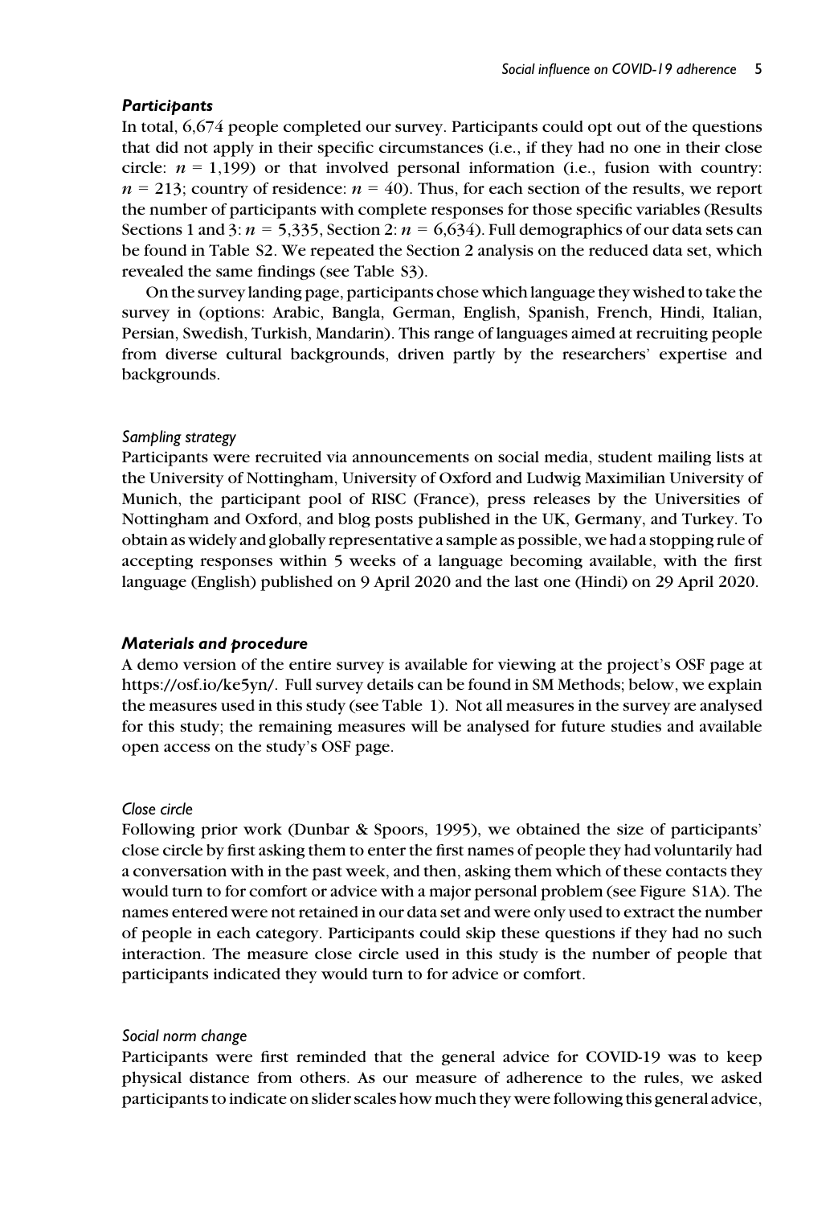### *Participants*

In total, 6,674 people completed our survey. Participants could opt out of the questions that did not apply in their specific circumstances (i.e., if they had no one in their close circle: $n$ = 1,199) or that involved personal information (i.e., fusion with country: $n$ = 213; country of residence: $n$ = 40). Thus, for each section of the results, we report the number of participants with complete responses for those specific variables (Results Sections 1 and 3: $n$ = 5,335, Section 2: $n$ = 6,634). Full demographics of our data sets can be found in Table S2. We repeated the Section 2 analysis on the reduced data set, which revealed the same findings (see Table S3).

On the survey landing page, participants chose which language they wished to take the survey in (options: Arabic, Bangla, German, English, Spanish, French, Hindi, Italian, Persian, Swedish, Turkish, Mandarin). This range of languages aimed at recruiting people from diverse cultural backgrounds, driven partly by the researchers' expertise and backgrounds.

#### *Sampling strategy*

Participants were recruited via announcements on social media, student mailing lists at the University of Nottingham, University of Oxford and Ludwig Maximilian University of Munich, the participant pool of RISC (France), press releases by the Universities of Nottingham and Oxford, and blog posts published in the UK, Germany, and Turkey. To obtain as widely and globally representative a sample as possible, we had a stopping rule of accepting responses within 5 weeks of a language becoming available, with the first language (English) published on 9 April 2020 and the last one (Hindi) on 29 April 2020.

### *Materials and procedure*

A demo version of the entire survey is available for viewing at the project's OSF page at https://osf.io/ke5yn/. Full survey details can be found in SM Methods; below, we explain the measures used in this study (see Table 1). Not all measures in the survey are analysed for this study; the remaining measures will be analysed for future studies and available open access on the study's OSF page.

#### *Close circle*

Following prior work (Dunbar & Spoors, 1995), we obtained the size of participants' close circle by first asking them to enter the first names of people they had voluntarily had a conversation with in the past week, and then, asking them which of these contacts they would turn to for comfort or advice with a major personal problem (see Figure S1A). The names entered were not retained in our data set and were only used to extract the number of people in each category. Participants could skip these questions if they had no such interaction. The measure close circle used in this study is the number of people that participants indicated they would turn to for advice or comfort.

#### *Social norm change*

Participants were first reminded that the general advice for COVID-19 was to keep physical distance from others. As our measure of adherence to the rules, we asked participants to indicate on slider scales how much they were following this general advice,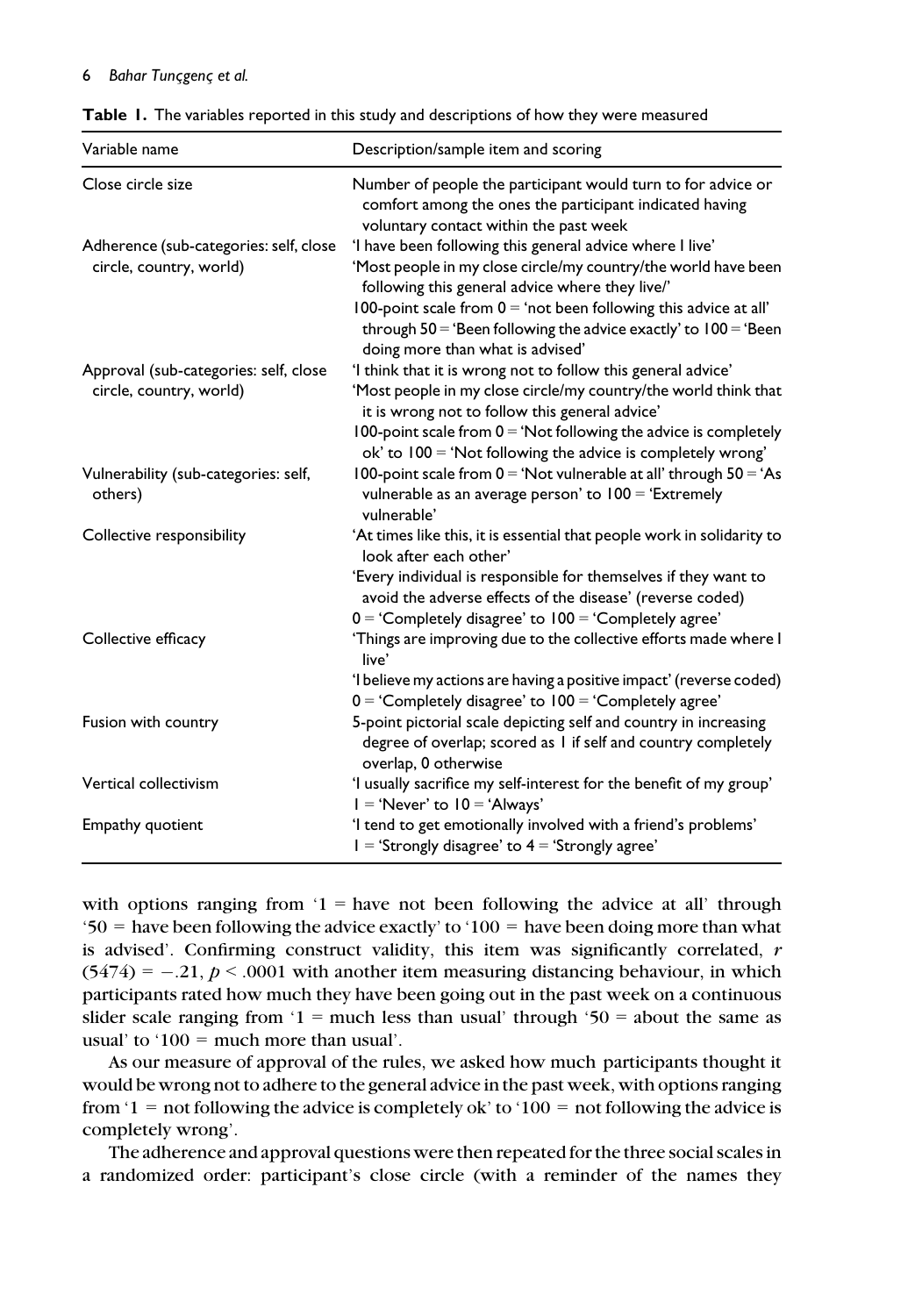**Table 1.** The variables reported in this study and descriptions of how they were measured

| Variable name | Description/sample item and scoring |
|---|---|
| Close circle size | Number of people the participant would turn to for advice or comfort among the ones the participant indicated having voluntary contact within the past week |
| Adherence (sub-categories: self, close circle, country, world) | 'I have been following this general advice where I live' 'Most people in my close circle/my country/the world have been following this general advice where they live/' 100-point scale from 0 = 'not been following this advice at all' through 50 = 'Been following the advice exactly' to 100 = 'Been doing more than what is advised' |
| Approval (sub-categories: self, close circle, country, world) | 'I think that it is wrong not to follow this general advice' 'Most people in my close circle/my country/the world think that it is wrong not to follow this general advice' 100-point scale from 0 = 'Not following the advice is completely ok' to 100 = 'Not following the advice is completely wrong' |
| Vulnerability (sub-categories: self, others) | 100-point scale from 0 = 'Not vulnerable at all' through 50 = 'As vulnerable as an average person' to 100 = 'Extremely vulnerable' |
| Collective responsibility | 'At times like this, it is essential that people work in solidarity to look after each other' 'Every individual is responsible for themselves if they want to avoid the adverse effects of the disease' (reverse coded) 0 = 'Completely disagree' to 100 = 'Completely agree' |
| Collective efficacy | 'Things are improving due to the collective efforts made where I live' 'I believe my actions are having a positive impact' (reverse coded) 0 = 'Completely disagree' to 100 = 'Completely agree' |
| Fusion with country | 5-point pictorial scale depicting self and country in increasing degree of overlap; scored as 1 if self and country completely overlap, 0 otherwise |
| Vertical collectivism | 'I usually sacrifice my self-interest for the benefit of my group' 1 = 'Never' to 10 = 'Always' |
| Empathy quotient | 'I tend to get emotionally involved with a friend's problems' 1 = 'Strongly disagree' to 4 = 'Strongly agree' |

with options ranging from '1 = have not been following the advice at all' through '50 = have been following the advice exactly' to '100 = have been doing more than what is advised'. Confirming construct validity, this item was significantly correlated, $r(5474) = -.21$, $p < .0001$ with another item measuring distancing behaviour, in which participants rated how much they have been going out in the past week on a continuous slider scale ranging from '1 = much less than usual' through '50 = about the same as usual' to '100 = much more than usual'.

As our measure of approval of the rules, we asked how much participants thought it would be wrong not to adhere to the general advice in the past week, with options ranging from '1 = not following the advice is completely ok' to '100 = not following the advice is completely wrong'.

The adherence and approval questions were then repeated for the three social scales in a randomized order: participant's close circle (with a reminder of the names they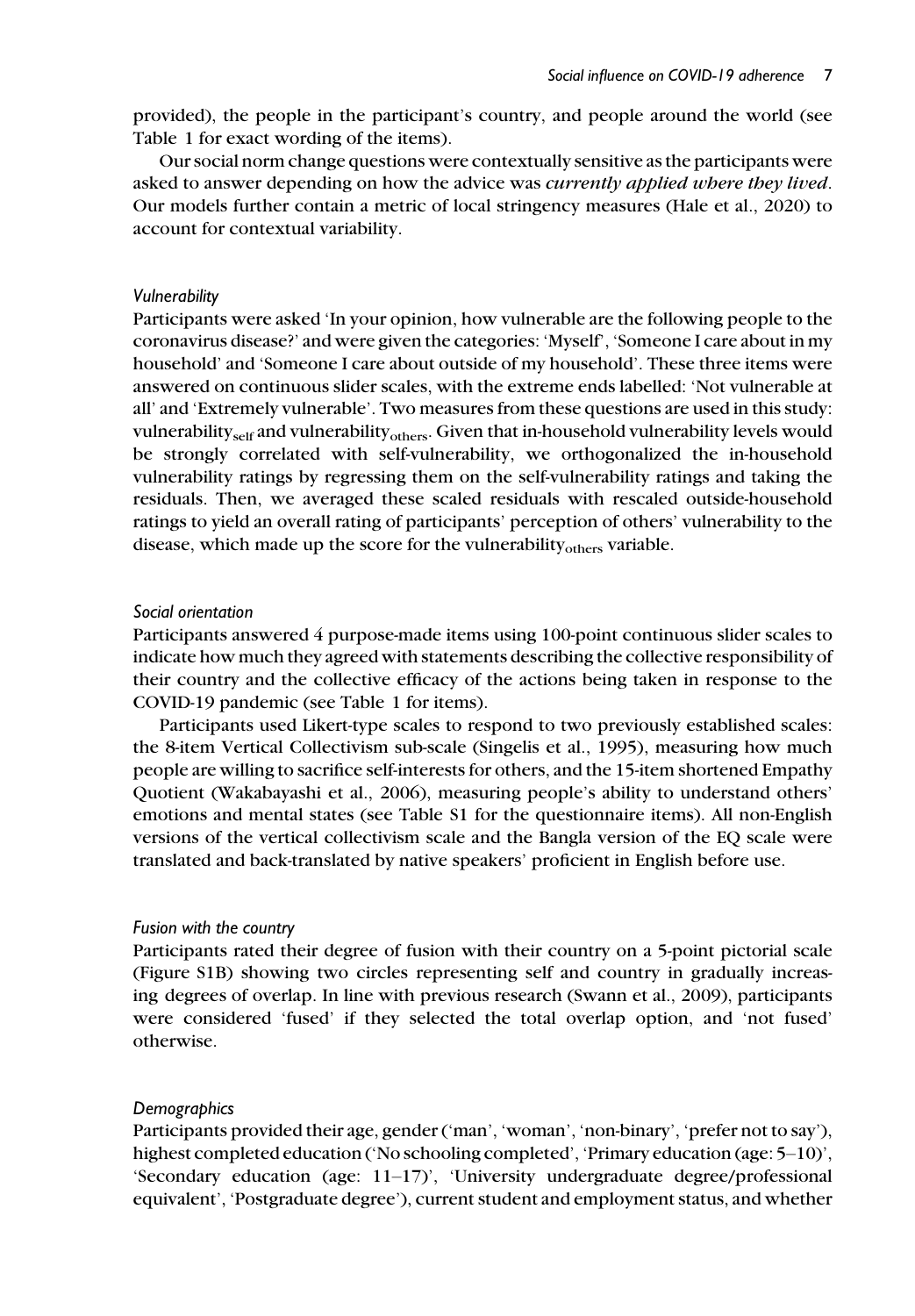provided), the people in the participant's country, and people around the world (see Table 1 for exact wording of the items).

Our social norm change questions were contextually sensitive as the participants were asked to answer depending on how the advice was *currently applied where they lived*. Our models further contain a metric of local stringency measures (Hale et al., 2020) to account for contextual variability.

### *Vulnerability*

Participants were asked 'In your opinion, how vulnerable are the following people to the coronavirus disease?' and were given the categories: 'Myself', 'Someone I care about in my household' and 'Someone I care about outside of my household'. These three items were answered on continuous slider scales, with the extreme ends labelled: 'Not vulnerable at all' and 'Extremely vulnerable'. Two measures from these questions are used in this study: vulnerability$_{self}$ and vulnerability$_{others}$. Given that in-household vulnerability levels would be strongly correlated with self-vulnerability, we orthogonalized the in-household vulnerability ratings by regressing them on the self-vulnerability ratings and taking the residuals. Then, we averaged these scaled residuals with rescaled outside-household ratings to yield an overall rating of participants' perception of others' vulnerability to the disease, which made up the score for the vulnerability$_{others}$ variable.

### *Social orientation*

Participants answered 4 purpose-made items using 100-point continuous slider scales to indicate how much they agreed with statements describing the collective responsibility of their country and the collective efficacy of the actions being taken in response to the COVID-19 pandemic (see Table 1 for items).

Participants used Likert-type scales to respond to two previously established scales: the 8-item Vertical Collectivism sub-scale (Singelis et al., 1995), measuring how much people are willing to sacrifice self-interests for others, and the 15-item shortened Empathy Quotient (Wakabayashi et al., 2006), measuring people's ability to understand others' emotions and mental states (see Table S1 for the questionnaire items). All non-English versions of the vertical collectivism scale and the Bangla version of the EQ scale were translated and back-translated by native speakers' proficient in English before use.

### *Fusion with the country*

Participants rated their degree of fusion with their country on a 5-point pictorial scale (Figure S1B) showing two circles representing self and country in gradually increasing degrees of overlap. In line with previous research (Swann et al., 2009), participants were considered 'fused' if they selected the total overlap option, and 'not fused' otherwise.

### *Demographics*

Participants provided their age, gender ('man', 'woman', 'non-binary', 'prefer not to say'), highest completed education ('No schooling completed', 'Primary education (age: 5–10)', 'Secondary education (age: 11–17)', 'University undergraduate degree/professional equivalent', 'Postgraduate degree'), current student and employment status, and whether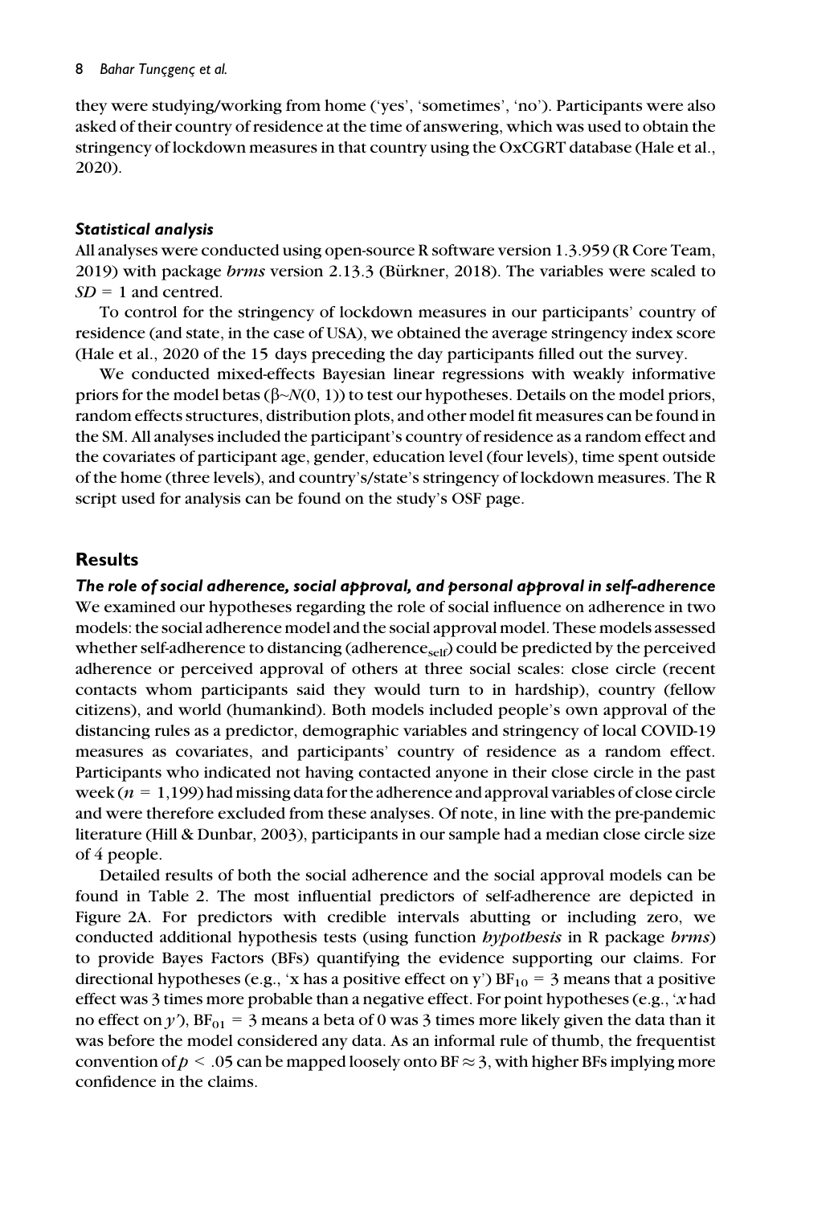they were studying/working from home ('yes', 'sometimes', 'no'). Participants were also asked of their country of residence at the time of answering, which was used to obtain the stringency of lockdown measures in that country using the OxCGRT database (Hale et al., 2020).

### *Statistical analysis*

All analyses were conducted using open-source R software version 1.3.959 (R Core Team, 2019) with package *brms* version 2.13.3 (Bürkner, 2018). The variables were scaled to $SD = 1$ and centred.

To control for the stringency of lockdown measures in our participants' country of residence (and state, in the case of USA), we obtained the average stringency index score (Hale et al., 2020 of the 15 days preceding the day participants filled out the survey.

We conducted mixed-effects Bayesian linear regressions with weakly informative priors for the model betas ($\beta \sim N(0, 1)$) to test our hypotheses. Details on the model priors, random effects structures, distribution plots, and other model fit measures can be found in the SM. All analyses included the participant's country of residence as a random effect and the covariates of participant age, gender, education level (four levels), time spent outside of the home (three levels), and country's/state's stringency of lockdown measures. The R script used for analysis can be found on the study's OSF page.

## Results

### *The role of social adherence, social approval, and personal approval in self-adherence*

We examined our hypotheses regarding the role of social influence on adherence in two models: the social adherence model and the social approval model. These models assessed whether self-adherence to distancing ($\text{adherence}_{\text{self}}$) could be predicted by the perceived adherence or perceived approval of others at three social scales: close circle (recent contacts whom participants said they would turn to in hardship), country (fellow citizens), and world (humankind). Both models included people's own approval of the distancing rules as a predictor, demographic variables and stringency of local COVID-19 measures as covariates, and participants' country of residence as a random effect. Participants who indicated not having contacted anyone in their close circle in the past week ($n = 1,199$) had missing data for the adherence and approval variables of close circle and were therefore excluded from these analyses. Of note, in line with the pre-pandemic literature (Hill & Dunbar, 2003), participants in our sample had a median close circle size of 4 people.

Detailed results of both the social adherence and the social approval models can be found in Table 2. The most influential predictors of self-adherence are depicted in Figure 2A. For predictors with credible intervals abutting or including zero, we conducted additional hypothesis tests (using function *hypothesis* in R package *brms*) to provide Bayes Factors (BFs) quantifying the evidence supporting our claims. For directional hypotheses (e.g., 'x has a positive effect on y') $\text{BF}_{10} = 3$ means that a positive effect was 3 times more probable than a negative effect. For point hypotheses (e.g., '$x$ had no effect on $y$'), $\text{BF}_{01} = 3$ means a beta of 0 was 3 times more likely given the data than it was before the model considered any data. As an informal rule of thumb, the frequentist convention of $p < .05$ can be mapped loosely onto $\text{BF} \approx 3$, with higher BFs implying more confidence in the claims.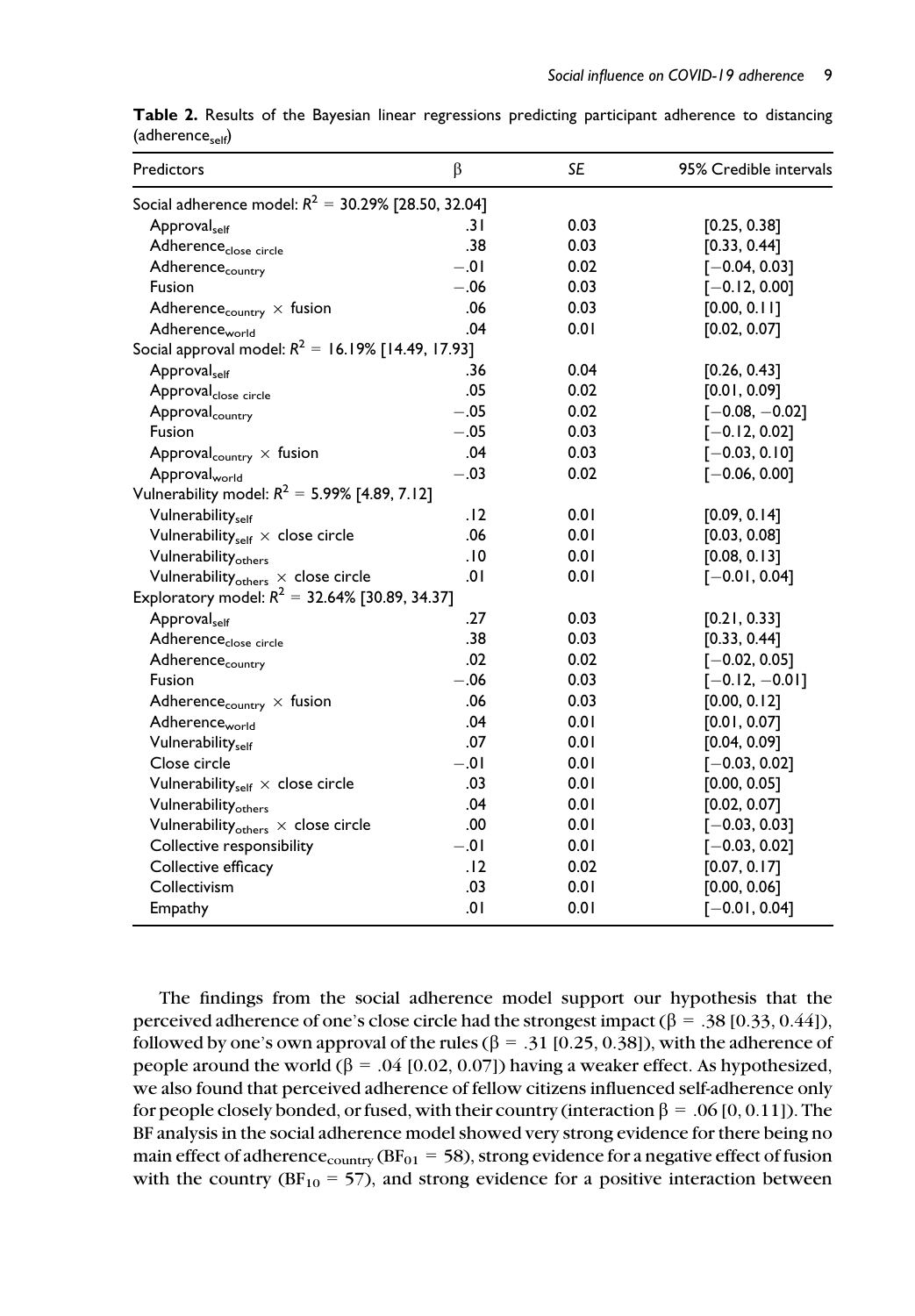**Table 2.** Results of the Bayesian linear regressions predicting participant adherence to distancing ($\text{adherence}_{\text{self}}$)

| Predictors | β | *SE* | 95% Credible intervals |
|---|---|---|---|
| Social adherence model: $R^2$ = 30.29% [28.50, 32.04] | | | |
| $\text{Approval}_{\text{self}}$ | .31 | 0.03 | [0.25, 0.38] |
| $\text{Adherence}_{\text{close circle}}$ | .38 | 0.03 | [0.33, 0.44] |
| $\text{Adherence}_{\text{country}}$ | −.01 | 0.02 | [−0.04, 0.03] |
| Fusion | −.06 | 0.03 | [−0.12, 0.00] |
| $\text{Adherence}_{\text{country}}$ × fusion | .06 | 0.03 | [0.00, 0.11] |
| $\text{Adherence}_{\text{world}}$ | .04 | 0.01 | [0.02, 0.07] |
| Social approval model: $R^2$ = 16.19% [14.49, 17.93] | | | |
| $\text{Approval}_{\text{self}}$ | .36 | 0.04 | [0.26, 0.43] |
| $\text{Approval}_{\text{close circle}}$ | .05 | 0.02 | [0.01, 0.09] |
| $\text{Approval}_{\text{country}}$ | −.05 | 0.02 | [−0.08, −0.02] |
| Fusion | −.05 | 0.03 | [−0.12, 0.02] |
| $\text{Approval}_{\text{country}}$ × fusion | .04 | 0.03 | [−0.03, 0.10] |
| $\text{Approval}_{\text{world}}$ | −.03 | 0.02 | [−0.06, 0.00] |
| Vulnerability model: $R^2$ = 5.99% [4.89, 7.12] | | | |
| $\text{Vulnerability}_{\text{self}}$ | .12 | 0.01 | [0.09, 0.14] |
| $\text{Vulnerability}_{\text{self}}$ × close circle | .06 | 0.01 | [0.03, 0.08] |
| $\text{Vulnerability}_{\text{others}}$ | .10 | 0.01 | [0.08, 0.13] |
| $\text{Vulnerability}_{\text{others}}$ × close circle | .01 | 0.01 | [−0.01, 0.04] |
| Exploratory model: $R^2$ = 32.64% [30.89, 34.37] | | | |
| $\text{Approval}_{\text{self}}$ | .27 | 0.03 | [0.21, 0.33] |
| $\text{Adherence}_{\text{close circle}}$ | .38 | 0.03 | [0.33, 0.44] |
| $\text{Adherence}_{\text{country}}$ | .02 | 0.02 | [−0.02, 0.05] |
| Fusion | −.06 | 0.03 | [−0.12, −0.01] |
| $\text{Adherence}_{\text{country}}$ × fusion | .06 | 0.03 | [0.00, 0.12] |
| $\text{Adherence}_{\text{world}}$ | .04 | 0.01 | [0.01, 0.07] |
| $\text{Vulnerability}_{\text{self}}$ | .07 | 0.01 | [0.04, 0.09] |
| Close circle | −.01 | 0.01 | [−0.03, 0.02] |
| $\text{Vulnerability}_{\text{self}}$ × close circle | .03 | 0.01 | [0.00, 0.05] |
| $\text{Vulnerability}_{\text{others}}$ | .04 | 0.01 | [0.02, 0.07] |
| $\text{Vulnerability}_{\text{others}}$ × close circle | .00 | 0.01 | [−0.03, 0.03] |
| Collective responsibility | −.01 | 0.01 | [−0.03, 0.02] |
| Collective efficacy | .12 | 0.02 | [0.07, 0.17] |
| Collectivism | .03 | 0.01 | [0.00, 0.06] |
| Empathy | .01 | 0.01 | [−0.01, 0.04] |

The findings from the social adherence model support our hypothesis that the perceived adherence of one's close circle had the strongest impact ($\beta$ = .38 [0.33, 0.44]), followed by one's own approval of the rules ($\beta$ = .31 [0.25, 0.38]), with the adherence of people around the world ($\beta$ = .04 [0.02, 0.07]) having a weaker effect. As hypothesized, we also found that perceived adherence of fellow citizens influenced self-adherence only for people closely bonded, or fused, with their country (interaction $\beta$ = .06 [0, 0.11]). The BF analysis in the social adherence model showed very strong evidence for there being no main effect of $\text{adherence}_{\text{country}}$ ($BF_{01}$ = 58), strong evidence for a negative effect of fusion with the country ($BF_{10}$ = 57), and strong evidence for a positive interaction between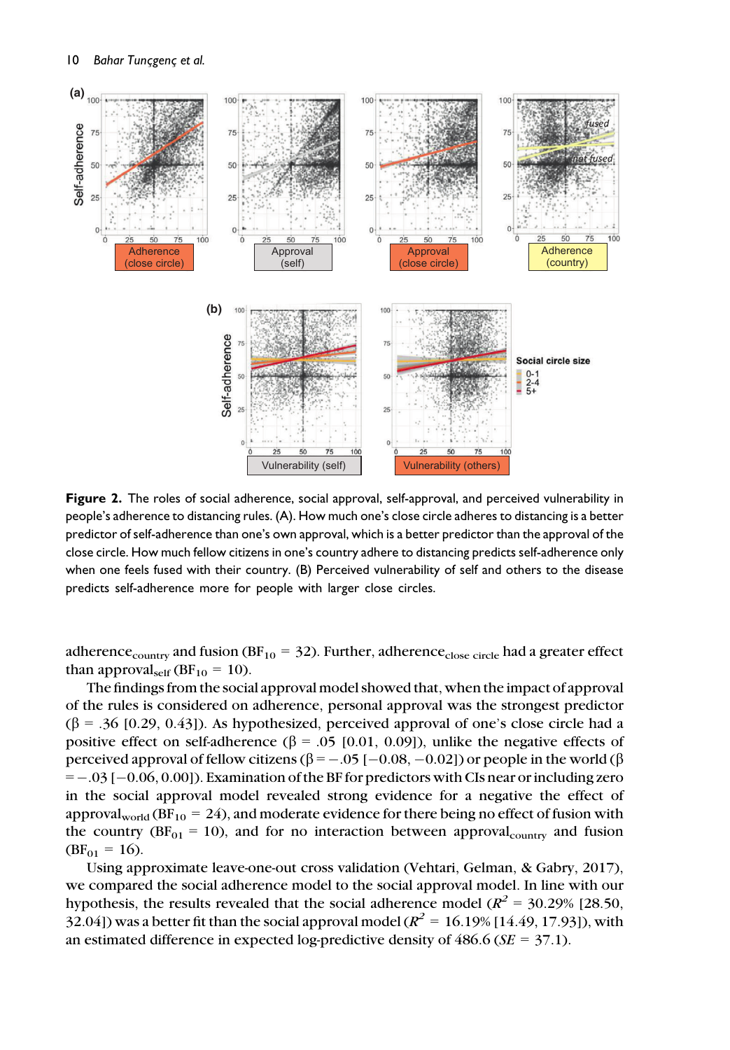**Figure 2.** The roles of social adherence, social approval, self-approval, and perceived vulnerability in people's adherence to distancing rules. (A). How much one's close circle adheres to distancing is a better predictor of self-adherence than one's own approval, which is a better predictor than the approval of the close circle. How much fellow citizens in one's country adhere to distancing predicts self-adherence only when one feels fused with their country. (B) Perceived vulnerability of self and others to the disease predicts self-adherence more for people with larger close circles.

adherence$_{country}$ and fusion ($BF_{10}$ = 32). Further, adherence$_{close\ circle}$ had a greater effect than approval$_{self}$ ($BF_{10}$ = 10).

The findings from the social approval model showed that, when the impact of approval of the rules is considered on adherence, personal approval was the strongest predictor ($\beta$ = .36 [0.29, 0.43]). As hypothesized, perceived approval of one's close circle had a positive effect on self-adherence ($\beta$ = .05 [0.01, 0.09]), unlike the negative effects of perceived approval of fellow citizens ($\beta = -.05$ [−0.08, −0.02]) or people in the world ($\beta = -.03$ [−0.06, 0.00]). Examination of the BF for predictors with CIs near or including zero in the social approval model revealed strong evidence for a negative the effect of approval$_{world}$ ($BF_{10}$ = 24), and moderate evidence for there being no effect of fusion with the country ($BF_{01}$ = 10), and for no interaction between approval$_{country}$ and fusion ($BF_{01}$ = 16).

Using approximate leave-one-out cross validation (Vehtari, Gelman, & Gabry, 2017), we compared the social adherence model to the social approval model. In line with our hypothesis, the results revealed that the social adherence model ($R^2$ = 30.29% [28.50, 32.04]) was a better fit than the social approval model ($R^2$ = 16.19% [14.49, 17.93]), with an estimated difference in expected log-predictive density of 486.6 (*SE* = 37.1).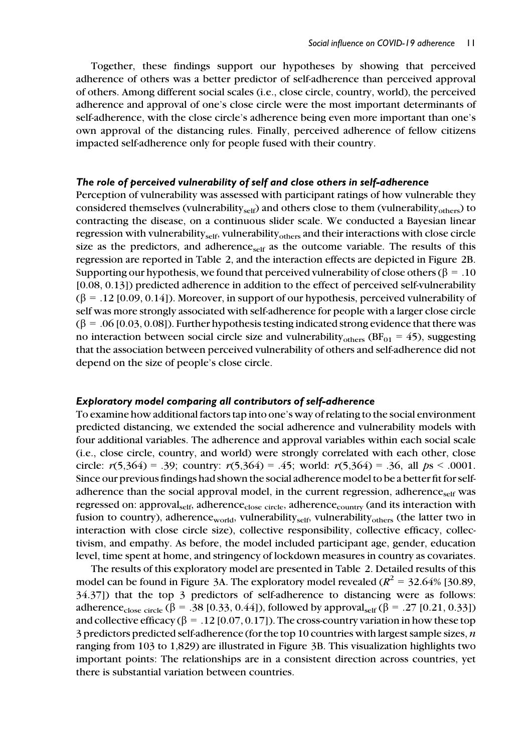Together, these findings support our hypotheses by showing that perceived adherence of others was a better predictor of self-adherence than perceived approval of others. Among different social scales (i.e., close circle, country, world), the perceived adherence and approval of one's close circle were the most important determinants of self-adherence, with the close circle's adherence being even more important than one's own approval of the distancing rules. Finally, perceived adherence of fellow citizens impacted self-adherence only for people fused with their country.

### *The role of perceived vulnerability of self and close others in self-adherence*

Perception of vulnerability was assessed with participant ratings of how vulnerable they considered themselves ($\text{vulnerability}_{\text{self}}$) and others close to them ($\text{vulnerability}_{\text{others}}$) to contracting the disease, on a continuous slider scale. We conducted a Bayesian linear regression with $\text{vulnerability}_{\text{self}}$, $\text{vulnerability}_{\text{others}}$ and their interactions with close circle size as the predictors, and $\text{adherence}_{\text{self}}$ as the outcome variable. The results of this regression are reported in Table 2, and the interaction effects are depicted in Figure 2B. Supporting our hypothesis, we found that perceived vulnerability of close others ($\beta$ = .10 [0.08, 0.13]) predicted adherence in addition to the effect of perceived self-vulnerability ($\beta$ = .12 [0.09, 0.14]). Moreover, in support of our hypothesis, perceived vulnerability of self was more strongly associated with self-adherence for people with a larger close circle ($\beta$ = .06 [0.03, 0.08]). Further hypothesis testing indicated strong evidence that there was no interaction between social circle size and $\text{vulnerability}_{\text{others}}$ ($\text{BF}_{01}$ = 45), suggesting that the association between perceived vulnerability of others and self-adherence did not depend on the size of people's close circle.

### *Exploratory model comparing all contributors of self-adherence*

To examine how additional factors tap into one's way of relating to the social environment predicted distancing, we extended the social adherence and vulnerability models with four additional variables. The adherence and approval variables within each social scale (i.e., close circle, country, and world) were strongly correlated with each other, close circle: $r(5{,}364)$ = .39; country: $r(5{,}364)$ = .45; world: $r(5{,}364)$ = .36, all $p$s < .0001. Since our previous findings had shown the social adherence model to be a better fit for self-adherence than the social approval model, in the current regression, $\text{adherence}_{\text{self}}$ was regressed on: $\text{approval}_{\text{self}}$, $\text{adherence}_{\text{close circle}}$, $\text{adherence}_{\text{country}}$ (and its interaction with fusion to country), $\text{adherence}_{\text{world}}$, $\text{vulnerability}_{\text{self}}$, $\text{vulnerability}_{\text{others}}$ (the latter two in interaction with close circle size), collective responsibility, collective efficacy, collectivism, and empathy. As before, the model included participant age, gender, education level, time spent at home, and stringency of lockdown measures in country as covariates.

The results of this exploratory model are presented in Table 2. Detailed results of this model can be found in Figure 3A. The exploratory model revealed ($R^2$ = 32.64% [30.89, 34.37]) that the top 3 predictors of self-adherence to distancing were as follows: $\text{adherence}_{\text{close circle}}$ ($\beta$ = .38 [0.33, 0.44]), followed by $\text{approval}_{\text{self}}$ ($\beta$ = .27 [0.21, 0.33]) and collective efficacy ($\beta$ = .12 [0.07, 0.17]). The cross-country variation in how these top 3 predictors predicted self-adherence (for the top 10 countries with largest sample sizes, $n$ ranging from 103 to 1,829) are illustrated in Figure 3B. This visualization highlights two important points: The relationships are in a consistent direction across countries, yet there is substantial variation between countries.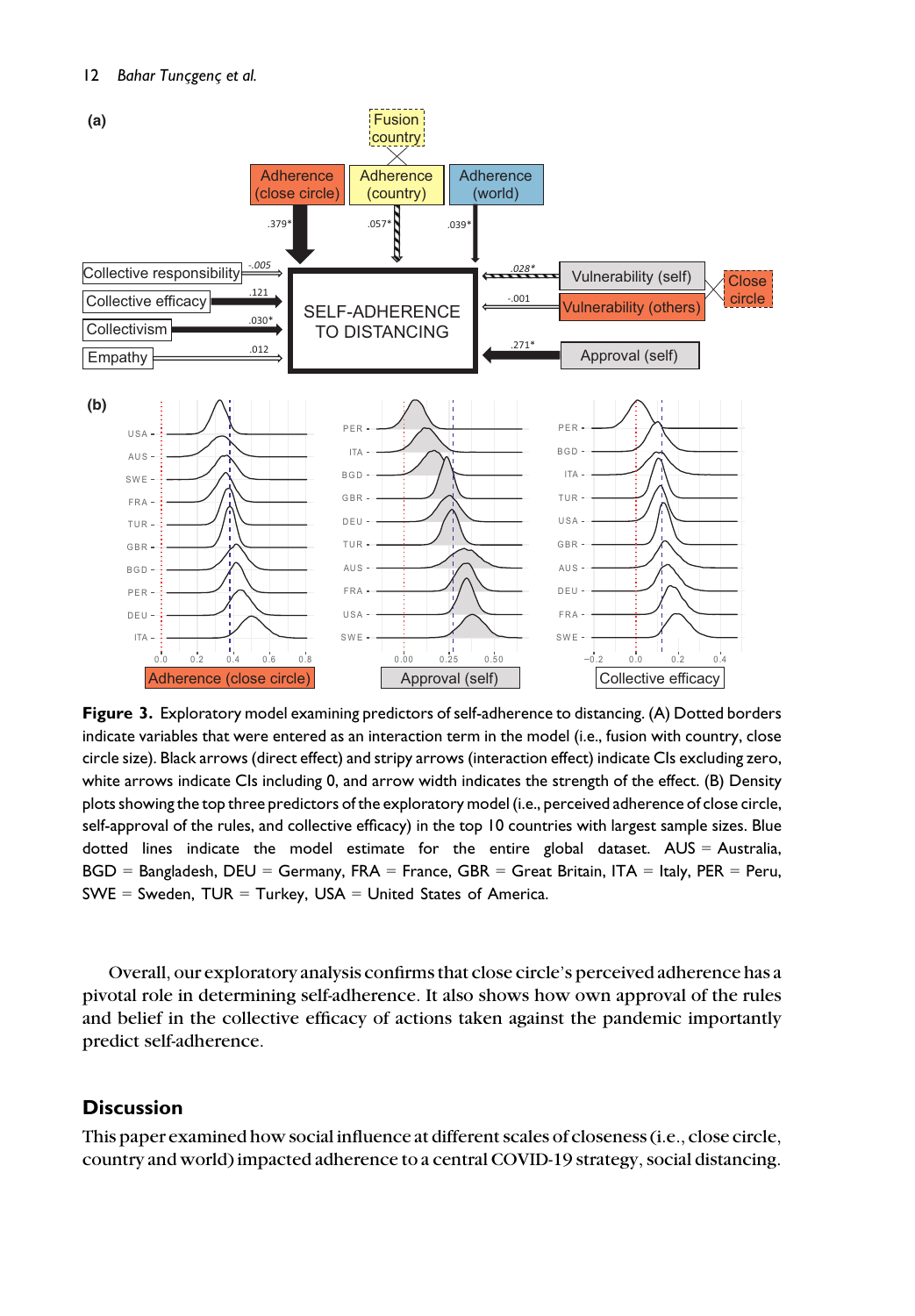**Figure 3.** Exploratory model examining predictors of self-adherence to distancing. (A) Dotted borders indicate variables that were entered as an interaction term in the model (i.e., fusion with country, close circle size). Black arrows (direct effect) and stripy arrows (interaction effect) indicate CIs excluding zero, white arrows indicate CIs including 0, and arrow width indicates the strength of the effect. (B) Density plots showing the top three predictors of the exploratory model (i.e., perceived adherence of close circle, self-approval of the rules, and collective efficacy) in the top 10 countries with largest sample sizes. Blue dotted lines indicate the model estimate for the entire global dataset. AUS = Australia, BGD = Bangladesh, DEU = Germany, FRA = France, GBR = Great Britain, ITA = Italy, PER = Peru, SWE = Sweden, TUR = Turkey, USA = United States of America.

Overall, our exploratory analysis confirms that close circle's perceived adherence has a pivotal role in determining self-adherence. It also shows how own approval of the rules and belief in the collective efficacy of actions taken against the pandemic importantly predict self-adherence.

## Discussion

This paper examined how social influence at different scales of closeness (i.e., close circle, country and world) impacted adherence to a central COVID-19 strategy, social distancing.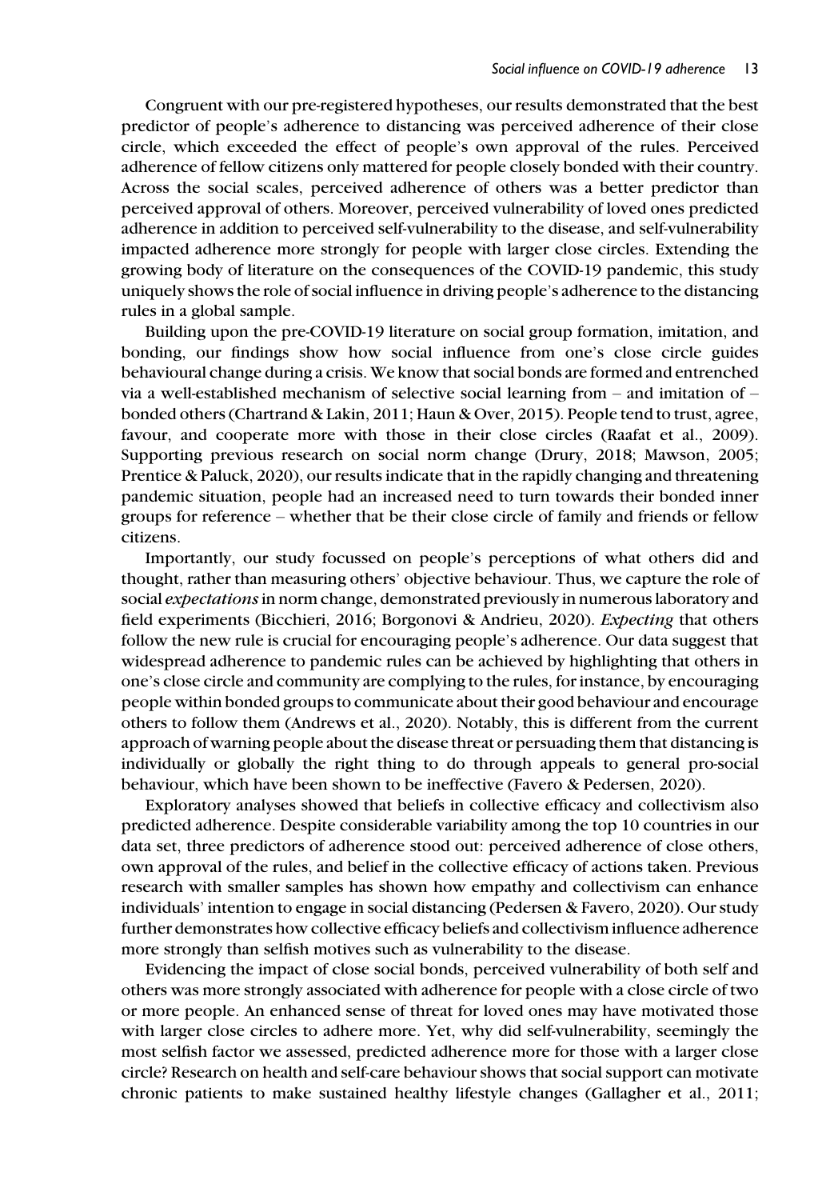Congruent with our pre-registered hypotheses, our results demonstrated that the best predictor of people's adherence to distancing was perceived adherence of their close circle, which exceeded the effect of people's own approval of the rules. Perceived adherence of fellow citizens only mattered for people closely bonded with their country. Across the social scales, perceived adherence of others was a better predictor than perceived approval of others. Moreover, perceived vulnerability of loved ones predicted adherence in addition to perceived self-vulnerability to the disease, and self-vulnerability impacted adherence more strongly for people with larger close circles. Extending the growing body of literature on the consequences of the COVID-19 pandemic, this study uniquely shows the role of social influence in driving people's adherence to the distancing rules in a global sample.

Building upon the pre-COVID-19 literature on social group formation, imitation, and bonding, our findings show how social influence from one's close circle guides behavioural change during a crisis. We know that social bonds are formed and entrenched via a well-established mechanism of selective social learning from – and imitation of – bonded others (Chartrand & Lakin, 2011; Haun & Over, 2015). People tend to trust, agree, favour, and cooperate more with those in their close circles (Raafat et al., 2009). Supporting previous research on social norm change (Drury, 2018; Mawson, 2005; Prentice & Paluck, 2020), our results indicate that in the rapidly changing and threatening pandemic situation, people had an increased need to turn towards their bonded inner groups for reference – whether that be their close circle of family and friends or fellow citizens.

Importantly, our study focussed on people's perceptions of what others did and thought, rather than measuring others' objective behaviour. Thus, we capture the role of social *expectations* in norm change, demonstrated previously in numerous laboratory and field experiments (Bicchieri, 2016; Borgonovi & Andrieu, 2020). *Expecting* that others follow the new rule is crucial for encouraging people's adherence. Our data suggest that widespread adherence to pandemic rules can be achieved by highlighting that others in one's close circle and community are complying to the rules, for instance, by encouraging people within bonded groups to communicate about their good behaviour and encourage others to follow them (Andrews et al., 2020). Notably, this is different from the current approach of warning people about the disease threat or persuading them that distancing is individually or globally the right thing to do through appeals to general pro-social behaviour, which have been shown to be ineffective (Favero & Pedersen, 2020).

Exploratory analyses showed that beliefs in collective efficacy and collectivism also predicted adherence. Despite considerable variability among the top 10 countries in our data set, three predictors of adherence stood out: perceived adherence of close others, own approval of the rules, and belief in the collective efficacy of actions taken. Previous research with smaller samples has shown how empathy and collectivism can enhance individuals' intention to engage in social distancing (Pedersen & Favero, 2020). Our study further demonstrates how collective efficacy beliefs and collectivism influence adherence more strongly than selfish motives such as vulnerability to the disease.

Evidencing the impact of close social bonds, perceived vulnerability of both self and others was more strongly associated with adherence for people with a close circle of two or more people. An enhanced sense of threat for loved ones may have motivated those with larger close circles to adhere more. Yet, why did self-vulnerability, seemingly the most selfish factor we assessed, predicted adherence more for those with a larger close circle? Research on health and self-care behaviour shows that social support can motivate chronic patients to make sustained healthy lifestyle changes (Gallagher et al., 2011;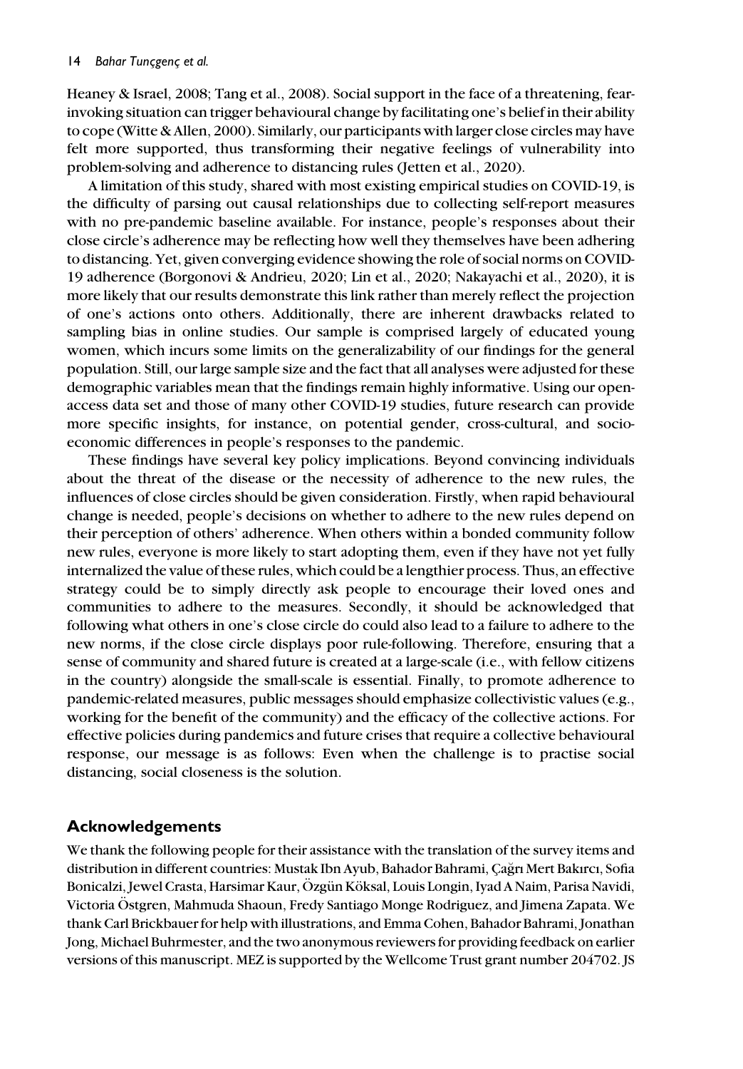Heaney & Israel, 2008; Tang et al., 2008). Social support in the face of a threatening, fear-invoking situation can trigger behavioural change by facilitating one's belief in their ability to cope (Witte & Allen, 2000). Similarly, our participants with larger close circles may have felt more supported, thus transforming their negative feelings of vulnerability into problem-solving and adherence to distancing rules (Jetten et al., 2020).

A limitation of this study, shared with most existing empirical studies on COVID-19, is the difficulty of parsing out causal relationships due to collecting self-report measures with no pre-pandemic baseline available. For instance, people's responses about their close circle's adherence may be reflecting how well they themselves have been adhering to distancing. Yet, given converging evidence showing the role of social norms on COVID-19 adherence (Borgonovi & Andrieu, 2020; Lin et al., 2020; Nakayachi et al., 2020), it is more likely that our results demonstrate this link rather than merely reflect the projection of one's actions onto others. Additionally, there are inherent drawbacks related to sampling bias in online studies. Our sample is comprised largely of educated young women, which incurs some limits on the generalizability of our findings for the general population. Still, our large sample size and the fact that all analyses were adjusted for these demographic variables mean that the findings remain highly informative. Using our open-access data set and those of many other COVID-19 studies, future research can provide more specific insights, for instance, on potential gender, cross-cultural, and socio-economic differences in people's responses to the pandemic.

These findings have several key policy implications. Beyond convincing individuals about the threat of the disease or the necessity of adherence to the new rules, the influences of close circles should be given consideration. Firstly, when rapid behavioural change is needed, people's decisions on whether to adhere to the new rules depend on their perception of others' adherence. When others within a bonded community follow new rules, everyone is more likely to start adopting them, even if they have not yet fully internalized the value of these rules, which could be a lengthier process. Thus, an effective strategy could be to simply directly ask people to encourage their loved ones and communities to adhere to the measures. Secondly, it should be acknowledged that following what others in one's close circle do could also lead to a failure to adhere to the new norms, if the close circle displays poor rule-following. Therefore, ensuring that a sense of community and shared future is created at a large-scale (i.e., with fellow citizens in the country) alongside the small-scale is essential. Finally, to promote adherence to pandemic-related measures, public messages should emphasize collectivistic values (e.g., working for the benefit of the community) and the efficacy of the collective actions. For effective policies during pandemics and future crises that require a collective behavioural response, our message is as follows: Even when the challenge is to practise social distancing, social closeness is the solution.

## Acknowledgements

We thank the following people for their assistance with the translation of the survey items and distribution in different countries: Mustak Ibn Ayub, Bahador Bahrami, Çağrı Mert Bakırcı, Sofia Bonicalzi, Jewel Crasta, Harsimar Kaur, Özgün Köksal, Louis Longin, Iyad A Naim, Parisa Navidi, Victoria Östgren, Mahmuda Shaoun, Fredy Santiago Monge Rodriguez, and Jimena Zapata. We thank Carl Brickbauer for help with illustrations, and Emma Cohen, Bahador Bahrami, Jonathan Jong, Michael Buhrmester, and the two anonymous reviewers for providing feedback on earlier versions of this manuscript. MEZ is supported by the Wellcome Trust grant number 204702. JS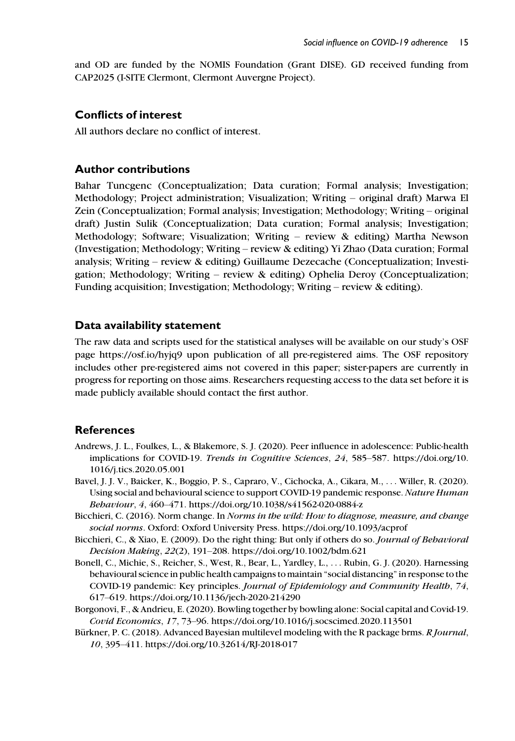and OD are funded by the NOMIS Foundation (Grant DISE). GD received funding from CAP2025 (I-SITE Clermont, Clermont Auvergne Project).

## Conflicts of interest

All authors declare no conflict of interest.

## Author contributions

Bahar Tuncgenc (Conceptualization; Data curation; Formal analysis; Investigation; Methodology; Project administration; Visualization; Writing – original draft) Marwa El Zein (Conceptualization; Formal analysis; Investigation; Methodology; Writing – original draft) Justin Sulik (Conceptualization; Data curation; Formal analysis; Investigation; Methodology; Software; Visualization; Writing – review & editing) Martha Newson (Investigation; Methodology; Writing – review & editing) Yi Zhao (Data curation; Formal analysis; Writing – review & editing) Guillaume Dezecache (Conceptualization; Investigation; Methodology; Writing – review & editing) Ophelia Deroy (Conceptualization; Funding acquisition; Investigation; Methodology; Writing – review & editing).

## Data availability statement

The raw data and scripts used for the statistical analyses will be available on our study's OSF page https://osf.io/hyjq9 upon publication of all pre-registered aims. The OSF repository includes other pre-registered aims not covered in this paper; sister-papers are currently in progress for reporting on those aims. Researchers requesting access to the data set before it is made publicly available should contact the first author.

## References

Andrews, J. L., Foulkes, L., & Blakemore, S. J. (2020). Peer influence in adolescence: Public-health implications for COVID-19. *Trends in Cognitive Sciences*, *24*, 585–587. https://doi.org/10.1016/j.tics.2020.05.001

Bavel, J. J. V., Baicker, K., Boggio, P. S., Capraro, V., Cichocka, A., Cikara, M., ... Willer, R. (2020). Using social and behavioural science to support COVID-19 pandemic response. *Nature Human Behaviour*, *4*, 460–471. https://doi.org/10.1038/s41562-020-0884-z

Bicchieri, C. (2016). Norm change. In *Norms in the wild: How to diagnose, measure, and change social norms*. Oxford: Oxford University Press. https://doi.org/10.1093/acprof

Bicchieri, C., & Xiao, E. (2009). Do the right thing: But only if others do so. *Journal of Behavioral Decision Making*, *22*(2), 191–208. https://doi.org/10.1002/bdm.621

Bonell, C., Michie, S., Reicher, S., West, R., Bear, L., Yardley, L., ... Rubin, G. J. (2020). Harnessing behavioural science in public health campaigns to maintain "social distancing" in response to the COVID-19 pandemic: Key principles. *Journal of Epidemiology and Community Health*, *74*, 617–619. https://doi.org/10.1136/jech-2020-214290

Borgonovi, F., & Andrieu, E. (2020). Bowling together by bowling alone: Social capital and Covid-19. *Covid Economics*, *17*, 73–96. https://doi.org/10.1016/j.socscimed.2020.113501

Bürkner, P. C. (2018). Advanced Bayesian multilevel modeling with the R package brms. *R Journal*, *10*, 395–411. https://doi.org/10.32614/RJ-2018-017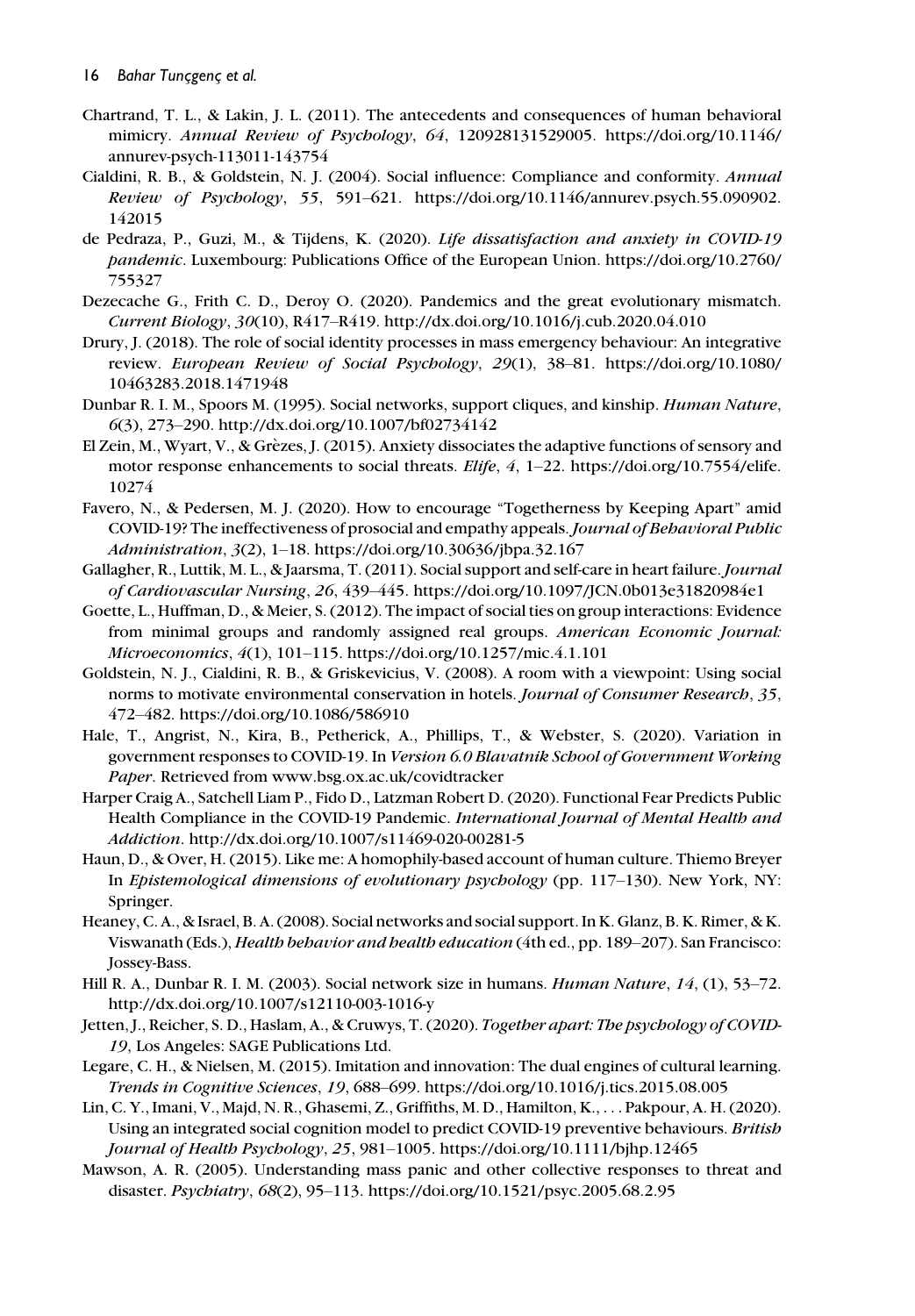Chartrand, T. L., & Lakin, J. L. (2011). The antecedents and consequences of human behavioral mimicry. *Annual Review of Psychology*, *64*, 120928131529005. https://doi.org/10.1146/annurev-psych-113011-143754

Cialdini, R. B., & Goldstein, N. J. (2004). Social influence: Compliance and conformity. *Annual Review of Psychology*, *55*, 591–621. https://doi.org/10.1146/annurev.psych.55.090902.142015

de Pedraza, P., Guzi, M., & Tijdens, K. (2020). *Life dissatisfaction and anxiety in COVID-19 pandemic*. Luxembourg: Publications Office of the European Union. https://doi.org/10.2760/755327

Dezecache G., Frith C. D., Deroy O. (2020). Pandemics and the great evolutionary mismatch. *Current Biology*, *30*(10), R417–R419. http://dx.doi.org/10.1016/j.cub.2020.04.010

Drury, J. (2018). The role of social identity processes in mass emergency behaviour: An integrative review. *European Review of Social Psychology*, *29*(1), 38–81. https://doi.org/10.1080/10463283.2018.1471948

Dunbar R. I. M., Spoors M. (1995). Social networks, support cliques, and kinship. *Human Nature*, *6*(3), 273–290. http://dx.doi.org/10.1007/bf02734142

El Zein, M., Wyart, V., & Grèzes, J. (2015). Anxiety dissociates the adaptive functions of sensory and motor response enhancements to social threats. *Elife*, *4*, 1–22. https://doi.org/10.7554/elife.10274

Favero, N., & Pedersen, M. J. (2020). How to encourage "Togetherness by Keeping Apart" amid COVID-19? The ineffectiveness of prosocial and empathy appeals. *Journal of Behavioral Public Administration*, *3*(2), 1–18. https://doi.org/10.30636/jbpa.32.167

Gallagher, R., Luttik, M. L., & Jaarsma, T. (2011). Social support and self-care in heart failure. *Journal of Cardiovascular Nursing*, *26*, 439–445. https://doi.org/10.1097/JCN.0b013e31820984e1

Goette, L., Huffman, D., & Meier, S. (2012). The impact of social ties on group interactions: Evidence from minimal groups and randomly assigned real groups. *American Economic Journal: Microeconomics*, *4*(1), 101–115. https://doi.org/10.1257/mic.4.1.101

Goldstein, N. J., Cialdini, R. B., & Griskevicius, V. (2008). A room with a viewpoint: Using social norms to motivate environmental conservation in hotels. *Journal of Consumer Research*, *35*, 472–482. https://doi.org/10.1086/586910

Hale, T., Angrist, N., Kira, B., Petherick, A., Phillips, T., & Webster, S. (2020). Variation in government responses to COVID-19. In *Version 6.0 Blavatnik School of Government Working Paper*. Retrieved from www.bsg.ox.ac.uk/covidtracker

Harper Craig A., Satchell Liam P., Fido D., Latzman Robert D. (2020). Functional Fear Predicts Public Health Compliance in the COVID-19 Pandemic. *International Journal of Mental Health and Addiction*. http://dx.doi.org/10.1007/s11469-020-00281-5

Haun, D., & Over, H. (2015). Like me: A homophily-based account of human culture. Thiemo Breyer In *Epistemological dimensions of evolutionary psychology* (pp. 117–130). New York, NY: Springer.

Heaney, C. A., & Israel, B. A. (2008). Social networks and social support. In K. Glanz, B. K. Rimer, & K. Viswanath (Eds.), *Health behavior and health education* (4th ed., pp. 189–207). San Francisco: Jossey-Bass.

Hill R. A., Dunbar R. I. M. (2003). Social network size in humans. *Human Nature*, *14*, (1), 53–72. http://dx.doi.org/10.1007/s12110-003-1016-y

Jetten, J., Reicher, S. D., Haslam, A., & Cruwys, T. (2020). *Together apart: The psychology of COVID-19*, Los Angeles: SAGE Publications Ltd.

Legare, C. H., & Nielsen, M. (2015). Imitation and innovation: The dual engines of cultural learning. *Trends in Cognitive Sciences*, *19*, 688–699. https://doi.org/10.1016/j.tics.2015.08.005

Lin, C. Y., Imani, V., Majd, N. R., Ghasemi, Z., Griffiths, M. D., Hamilton, K., . . . Pakpour, A. H. (2020). Using an integrated social cognition model to predict COVID-19 preventive behaviours. *British Journal of Health Psychology*, *25*, 981–1005. https://doi.org/10.1111/bjhp.12465

Mawson, A. R. (2005). Understanding mass panic and other collective responses to threat and disaster. *Psychiatry*, *68*(2), 95–113. https://doi.org/10.1521/psyc.2005.68.2.95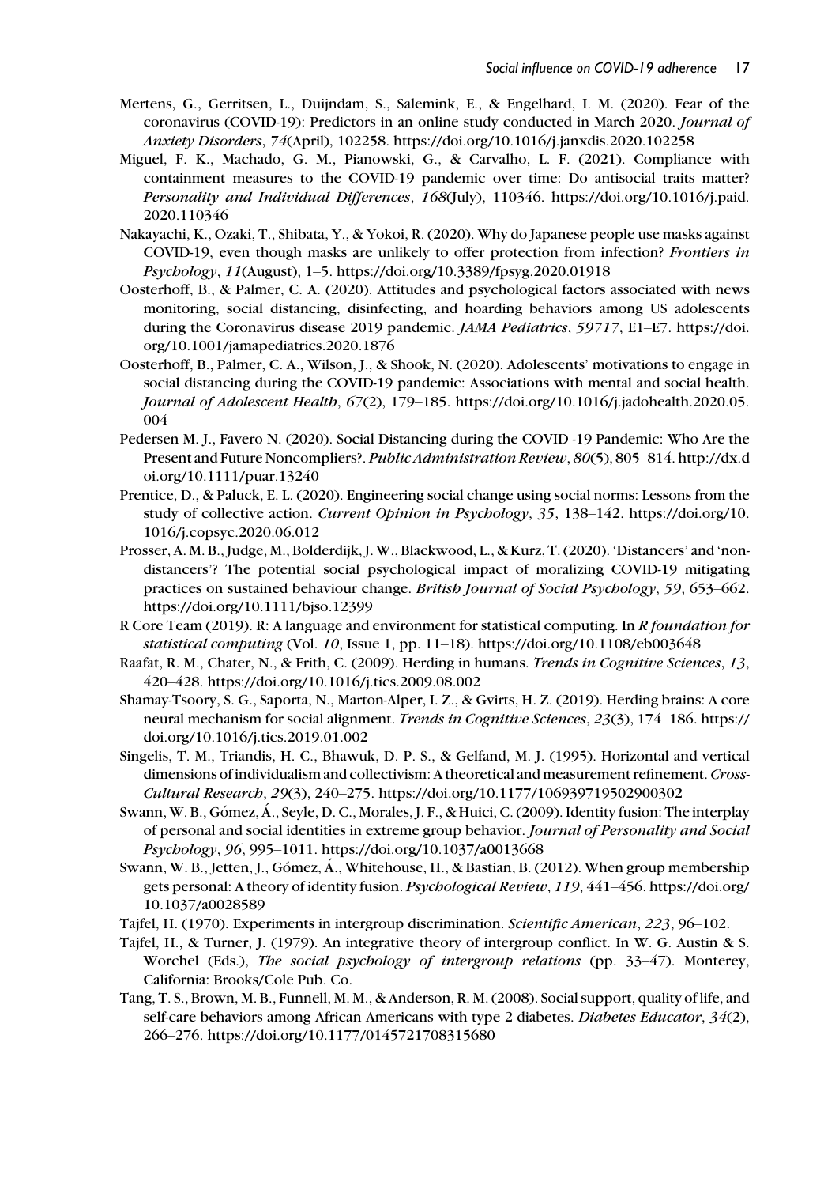Mertens, G., Gerritsen, L., Duijndam, S., Salemink, E., & Engelhard, I. M. (2020). Fear of the coronavirus (COVID-19): Predictors in an online study conducted in March 2020. *Journal of Anxiety Disorders*, *74*(April), 102258. https://doi.org/10.1016/j.janxdis.2020.102258

Miguel, F. K., Machado, G. M., Pianowski, G., & Carvalho, L. F. (2021). Compliance with containment measures to the COVID-19 pandemic over time: Do antisocial traits matter? *Personality and Individual Differences*, *168*(July), 110346. https://doi.org/10.1016/j.paid.2020.110346

Nakayachi, K., Ozaki, T., Shibata, Y., & Yokoi, R. (2020). Why do Japanese people use masks against COVID-19, even though masks are unlikely to offer protection from infection? *Frontiers in Psychology*, *11*(August), 1–5. https://doi.org/10.3389/fpsyg.2020.01918

Oosterhoff, B., & Palmer, C. A. (2020). Attitudes and psychological factors associated with news monitoring, social distancing, disinfecting, and hoarding behaviors among US adolescents during the Coronavirus disease 2019 pandemic. *JAMA Pediatrics*, *59717*, E1–E7. https://doi.org/10.1001/jamapediatrics.2020.1876

Oosterhoff, B., Palmer, C. A., Wilson, J., & Shook, N. (2020). Adolescents' motivations to engage in social distancing during the COVID-19 pandemic: Associations with mental and social health. *Journal of Adolescent Health*, *67*(2), 179–185. https://doi.org/10.1016/j.jadohealth.2020.05.004

Pedersen M. J., Favero N. (2020). Social Distancing during the COVID -19 Pandemic: Who Are the Present and Future Noncompliers?. *Public Administration Review*, *80*(5), 805–814. http://dx.doi.org/10.1111/puar.13240

Prentice, D., & Paluck, E. L. (2020). Engineering social change using social norms: Lessons from the study of collective action. *Current Opinion in Psychology*, *35*, 138–142. https://doi.org/10.1016/j.copsyc.2020.06.012

Prosser, A. M. B., Judge, M., Bolderdijk, J. W., Blackwood, L., & Kurz, T. (2020). 'Distancers' and 'non-distancers'? The potential social psychological impact of moralizing COVID-19 mitigating practices on sustained behaviour change. *British Journal of Social Psychology*, *59*, 653–662. https://doi.org/10.1111/bjso.12399

R Core Team (2019). R: A language and environment for statistical computing. In *R foundation for statistical computing* (Vol. *10*, Issue 1, pp. 11–18). https://doi.org/10.1108/eb003648

Raafat, R. M., Chater, N., & Frith, C. (2009). Herding in humans. *Trends in Cognitive Sciences*, *13*, 420–428. https://doi.org/10.1016/j.tics.2009.08.002

Shamay-Tsoory, S. G., Saporta, N., Marton-Alper, I. Z., & Gvirts, H. Z. (2019). Herding brains: A core neural mechanism for social alignment. *Trends in Cognitive Sciences*, *23*(3), 174–186. https://doi.org/10.1016/j.tics.2019.01.002

Singelis, T. M., Triandis, H. C., Bhawuk, D. P. S., & Gelfand, M. J. (1995). Horizontal and vertical dimensions of individualism and collectivism: A theoretical and measurement refinement. *Cross-Cultural Research*, *29*(3), 240–275. https://doi.org/10.1177/106939719502900302

Swann, W. B., Gómez, Á., Seyle, D. C., Morales, J. F., & Huici, C. (2009). Identity fusion: The interplay of personal and social identities in extreme group behavior. *Journal of Personality and Social Psychology*, *96*, 995–1011. https://doi.org/10.1037/a0013668

Swann, W. B., Jetten, J., Gómez, Á., Whitehouse, H., & Bastian, B. (2012). When group membership gets personal: A theory of identity fusion. *Psychological Review*, *119*, 441–456. https://doi.org/10.1037/a0028589

Tajfel, H. (1970). Experiments in intergroup discrimination. *Scientific American*, *223*, 96–102.

Tajfel, H., & Turner, J. (1979). An integrative theory of intergroup conflict. In W. G. Austin & S. Worchel (Eds.), *The social psychology of intergroup relations* (pp. 33–47). Monterey, California: Brooks/Cole Pub. Co.

Tang, T. S., Brown, M. B., Funnell, M. M., & Anderson, R. M. (2008). Social support, quality of life, and self-care behaviors among African Americans with type 2 diabetes. *Diabetes Educator*, *34*(2), 266–276. https://doi.org/10.1177/0145721708315680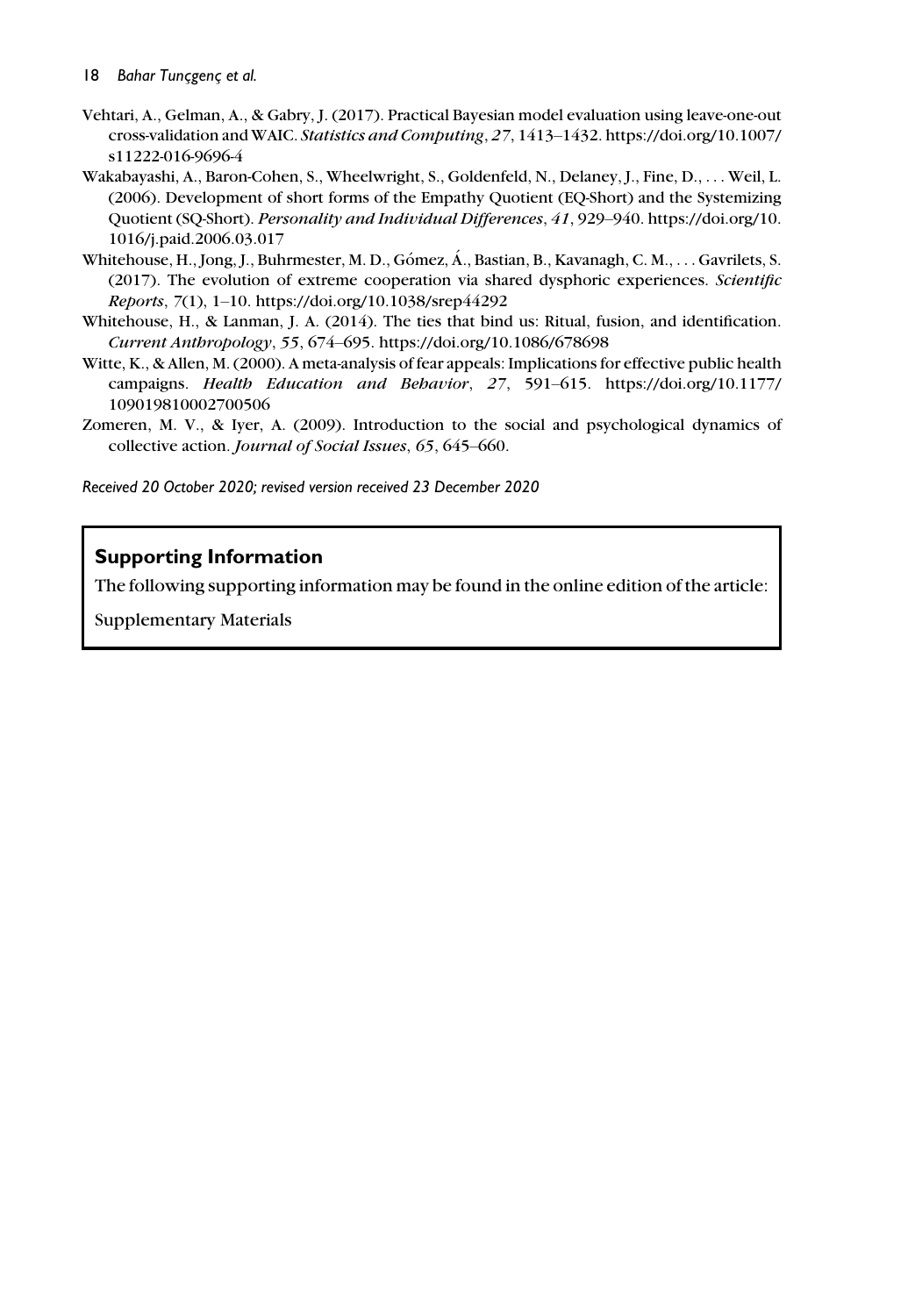Vehtari, A., Gelman, A., & Gabry, J. (2017). Practical Bayesian model evaluation using leave-one-out cross-validation and WAIC. *Statistics and Computing*, *27*, 1413–1432. https://doi.org/10.1007/s11222-016-9696-4

Wakabayashi, A., Baron-Cohen, S., Wheelwright, S., Goldenfeld, N., Delaney, J., Fine, D., . . . Weil, L. (2006). Development of short forms of the Empathy Quotient (EQ-Short) and the Systemizing Quotient (SQ-Short). *Personality and Individual Differences*, *41*, 929–940. https://doi.org/10.1016/j.paid.2006.03.017

Whitehouse, H., Jong, J., Buhrmester, M. D., Gómez, Á., Bastian, B., Kavanagh, C. M., . . . Gavrilets, S. (2017). The evolution of extreme cooperation via shared dysphoric experiences. *Scientific Reports*, 7(1), 1–10. https://doi.org/10.1038/srep44292

Whitehouse, H., & Lanman, J. A. (2014). The ties that bind us: Ritual, fusion, and identification. *Current Anthropology*, *55*, 674–695. https://doi.org/10.1086/678698

Witte, K., & Allen, M. (2000). A meta-analysis of fear appeals: Implications for effective public health campaigns. *Health Education and Behavior*, *27*, 591–615. https://doi.org/10.1177/109019810002700506

Zomeren, M. V., & Iyer, A. (2009). Introduction to the social and psychological dynamics of collective action. *Journal of Social Issues*, *65*, 645–660.

*Received 20 October 2020; revised version received 23 December 2020*

## Supporting Information

The following supporting information may be found in the online edition of the article:

Supplementary Materials